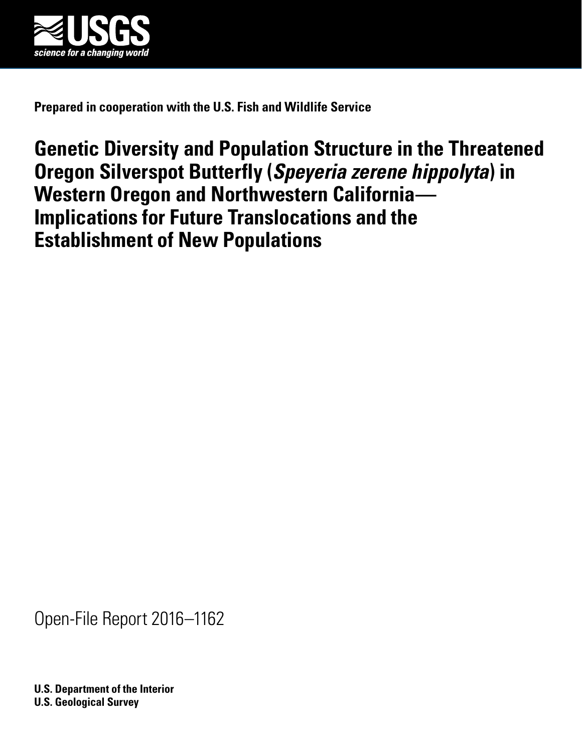USGS

science for a changing world

**Prepared in cooperation with the U.S. Fish and Wildlife Service**

# Genetic Diversity and Population Structure in the Threatened Oregon Silverspot Butterfly (*Speyeria zerene hippolyta*) in Western Oregon and Northwestern California—Implications for Future Translocations and the Establishment of New Populations

Open-File Report 2016–1162

**U.S. Department of the Interior**
**U.S. Geological Survey**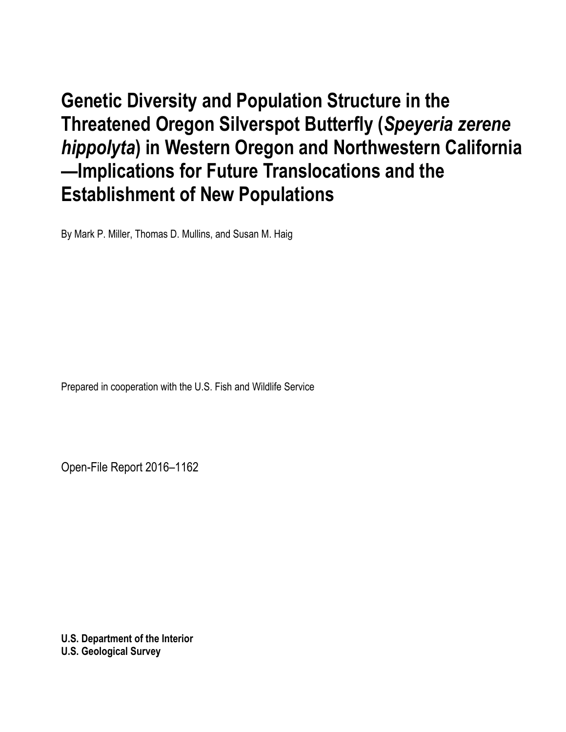# Genetic Diversity and Population Structure in the Threatened Oregon Silverspot Butterfly (*Speyeria zerene hippolyta*) in Western Oregon and Northwestern California —Implications for Future Translocations and the Establishment of New Populations

By Mark P. Miller, Thomas D. Mullins, and Susan M. Haig

Prepared in cooperation with the U.S. Fish and Wildlife Service

Open-File Report 2016–1162

**U.S. Department of the Interior**
**U.S. Geological Survey**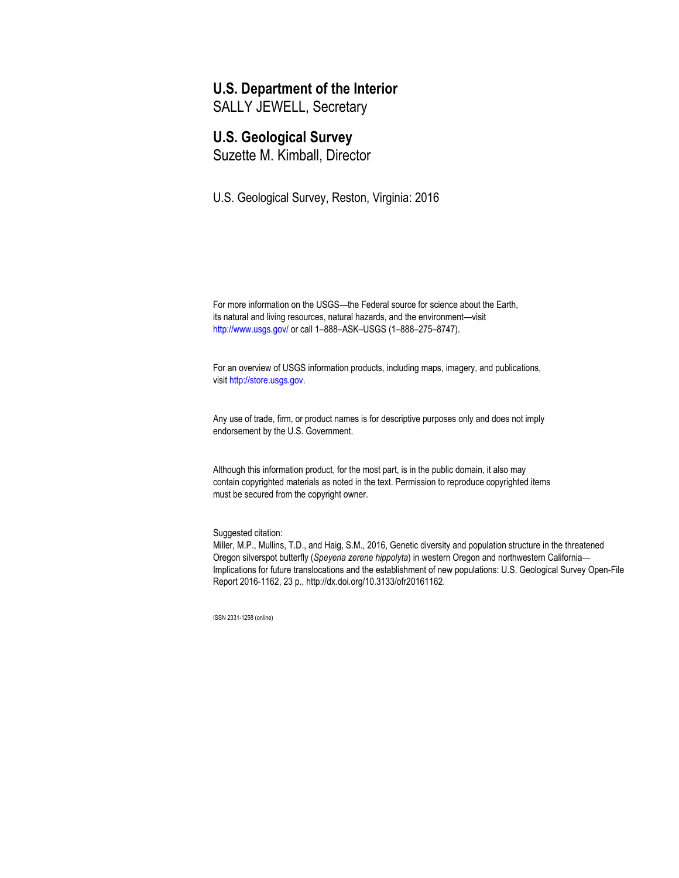**U.S. Department of the Interior**
SALLY JEWELL, Secretary

**U.S. Geological Survey**
Suzette M. Kimball, Director

U.S. Geological Survey, Reston, Virginia: 2016

For more information on the USGS—the Federal source for science about the Earth, its natural and living resources, natural hazards, and the environment—visit http://www.usgs.gov/ or call 1–888–ASK–USGS (1–888–275–8747).

For an overview of USGS information products, including maps, imagery, and publications, visit http://store.usgs.gov.

Any use of trade, firm, or product names is for descriptive purposes only and does not imply endorsement by the U.S. Government.

Although this information product, for the most part, is in the public domain, it also may contain copyrighted materials as noted in the text. Permission to reproduce copyrighted items must be secured from the copyright owner.

Suggested citation:
Miller, M.P., Mullins, T.D., and Haig, S.M., 2016, Genetic diversity and population structure in the threatened Oregon silverspot butterfly (*Speyeria zerene hippolyta*) in western Oregon and northwestern California—Implications for future translocations and the establishment of new populations: U.S. Geological Survey Open-File Report 2016-1162, 23 p., http://dx.doi.org/10.3133/ofr20161162.

ISSN 2331-1258 (online)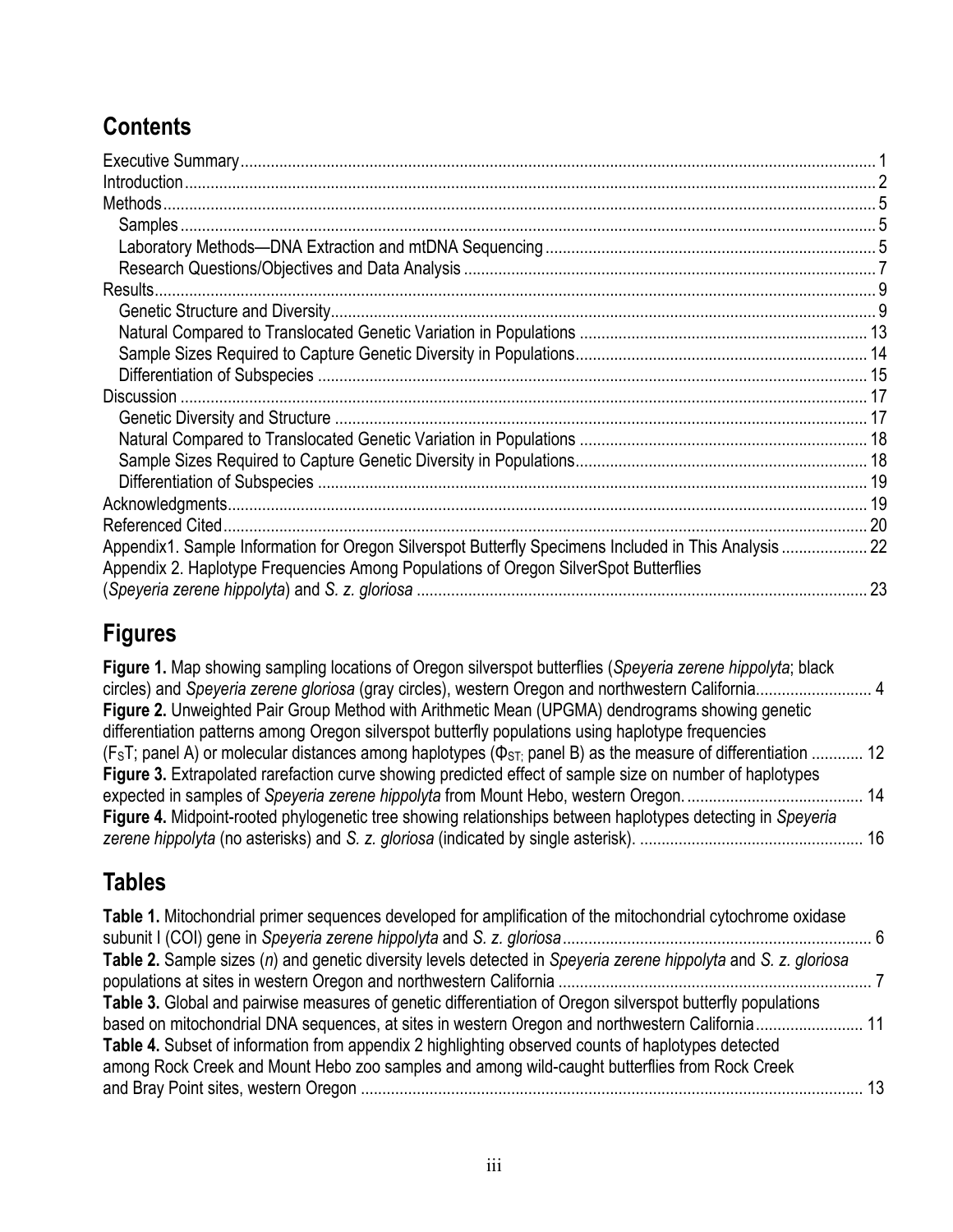## Contents

Executive Summary ... 1
Introduction ... 2
Methods ... 5
  Samples ... 5
  Laboratory Methods—DNA Extraction and mtDNA Sequencing ... 5
  Research Questions/Objectives and Data Analysis ... 7
Results ... 9
  Genetic Structure and Diversity ... 9
  Natural Compared to Translocated Genetic Variation in Populations ... 13
  Sample Sizes Required to Capture Genetic Diversity in Populations ... 14
  Differentiation of Subspecies ... 15
Discussion ... 17
  Genetic Diversity and Structure ... 17
  Natural Compared to Translocated Genetic Variation in Populations ... 18
  Sample Sizes Required to Capture Genetic Diversity in Populations ... 18
  Differentiation of Subspecies ... 19
Acknowledgments ... 19
Referenced Cited ... 20
Appendix1. Sample Information for Oregon Silverspot Butterfly Specimens Included in This Analysis ... 22
Appendix 2. Haplotype Frequencies Among Populations of Oregon SilverSpot Butterflies (*Speyeria zerene hippolyta*) and *S. z. gloriosa* ... 23

## Figures

**Figure 1.** Map showing sampling locations of Oregon silverspot butterflies (*Speyeria zerene hippolyta*; black circles) and *Speyeria zerene gloriosa* (gray circles), western Oregon and northwestern California ... 4
**Figure 2.** Unweighted Pair Group Method with Arithmetic Mean (UPGMA) dendrograms showing genetic differentiation patterns among Oregon silverspot butterfly populations using haplotype frequencies ($F_ST$; panel A) or molecular distances among haplotypes ($\Phi_{ST;}$ panel B) as the measure of differentiation ... 12
**Figure 3.** Extrapolated rarefaction curve showing predicted effect of sample size on number of haplotypes expected in samples of *Speyeria zerene hippolyta* from Mount Hebo, western Oregon. ... 14
**Figure 4.** Midpoint-rooted phylogenetic tree showing relationships between haplotypes detecting in *Speyeria zerene hippolyta* (no asterisks) and *S. z. gloriosa* (indicated by single asterisk). ... 16

## Tables

**Table 1.** Mitochondrial primer sequences developed for amplification of the mitochondrial cytochrome oxidase subunit I (COI) gene in *Speyeria zerene hippolyta* and *S. z. gloriosa* ... 6
**Table 2.** Sample sizes (*n*) and genetic diversity levels detected in *Speyeria zerene hippolyta* and *S. z. gloriosa* populations at sites in western Oregon and northwestern California ... 7
**Table 3.** Global and pairwise measures of genetic differentiation of Oregon silverspot butterfly populations based on mitochondrial DNA sequences, at sites in western Oregon and northwestern California ... 11
**Table 4.** Subset of information from appendix 2 highlighting observed counts of haplotypes detected among Rock Creek and Mount Hebo zoo samples and among wild-caught butterflies from Rock Creek and Bray Point sites, western Oregon ... 13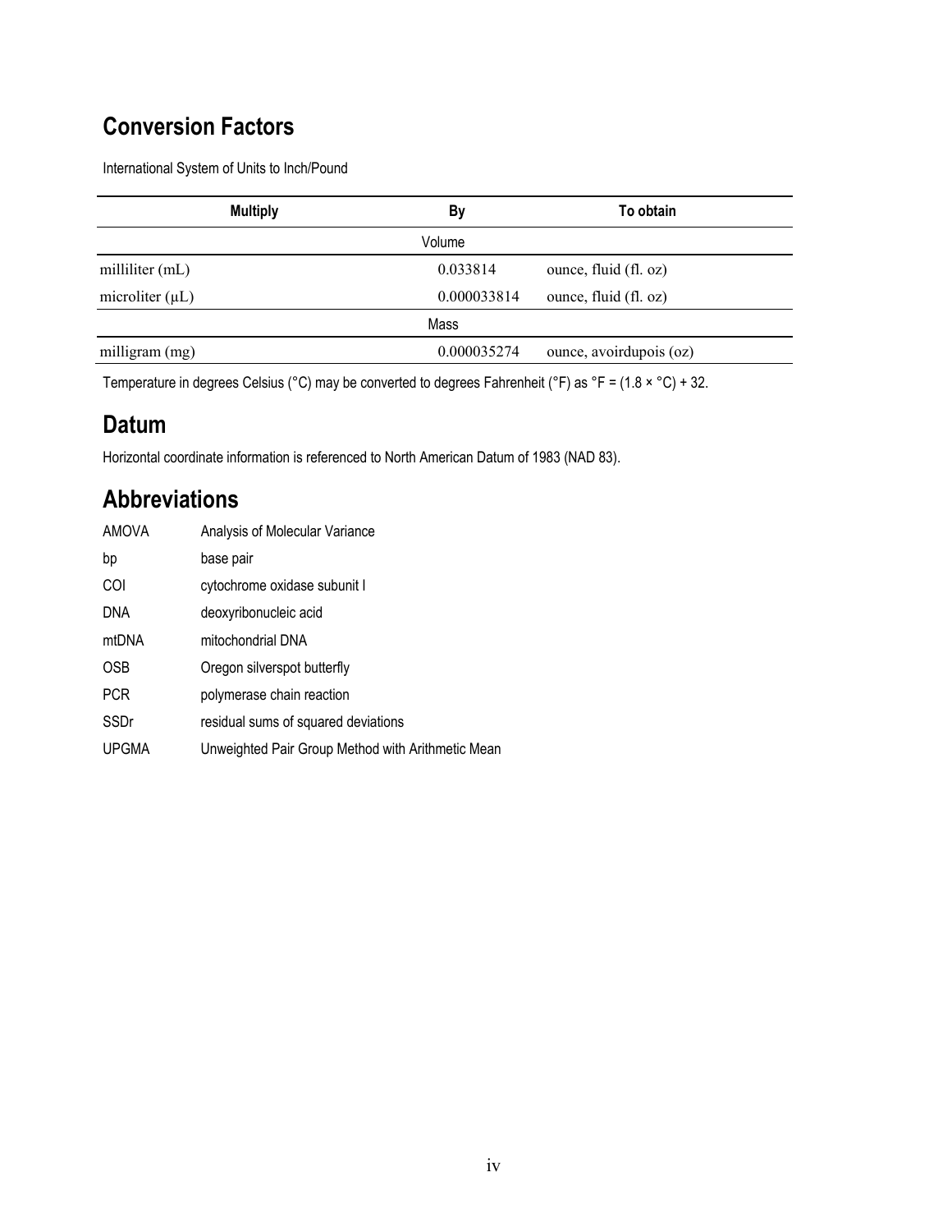## Conversion Factors

International System of Units to Inch/Pound

| Multiply | By | To obtain |
|---|---|---|
| Volume | | |
| milliliter (mL) | 0.033814 | ounce, fluid (fl. oz) |
| microliter (µL) | 0.000033814 | ounce, fluid (fl. oz) |
| Mass | | |
| milligram (mg) | 0.000035274 | ounce, avoirdupois (oz) |

Temperature in degrees Celsius (°C) may be converted to degrees Fahrenheit (°F) as °F = (1.8 × °C) + 32.

## Datum

Horizontal coordinate information is referenced to North American Datum of 1983 (NAD 83).

## Abbreviations

| | |
|---|---|
| AMOVA | Analysis of Molecular Variance |
| bp | base pair |
| COI | cytochrome oxidase subunit I |
| DNA | deoxyribonucleic acid |
| mtDNA | mitochondrial DNA |
| OSB | Oregon silverspot butterfly |
| PCR | polymerase chain reaction |
| SSDr | residual sums of squared deviations |
| UPGMA | Unweighted Pair Group Method with Arithmetic Mean |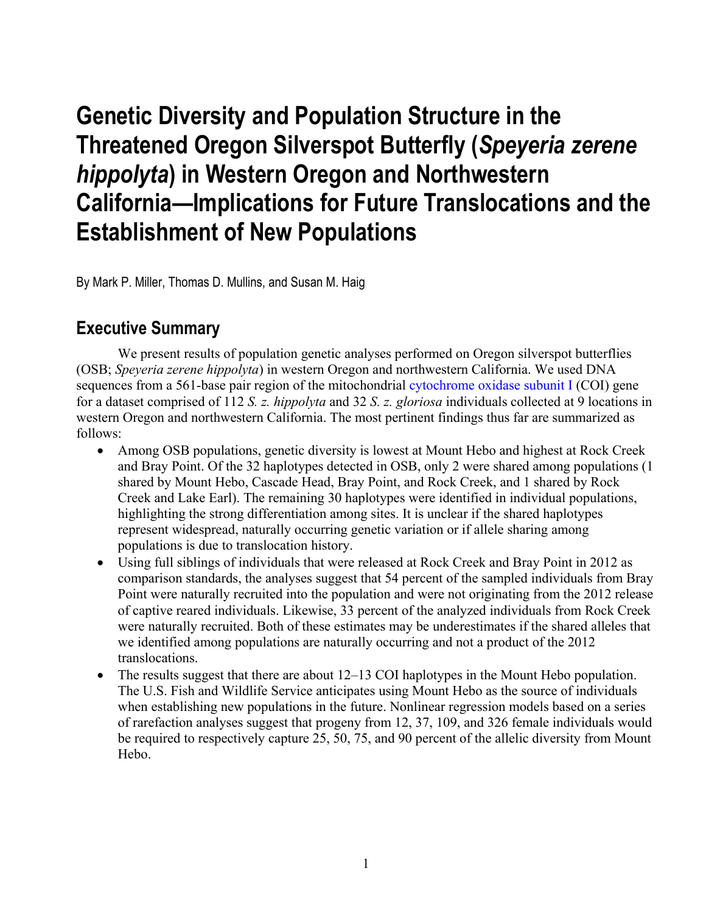# Genetic Diversity and Population Structure in the Threatened Oregon Silverspot Butterfly (*Speyeria zerene hippolyta*) in Western Oregon and Northwestern California—Implications for Future Translocations and the Establishment of New Populations

By Mark P. Miller, Thomas D. Mullins, and Susan M. Haig

## Executive Summary

We present results of population genetic analyses performed on Oregon silverspot butterflies (OSB; *Speyeria zerene hippolyta*) in western Oregon and northwestern California. We used DNA sequences from a 561-base pair region of the mitochondrial cytochrome oxidase subunit I (COI) gene for a dataset comprised of 112 *S. z. hippolyta* and 32 *S. z. gloriosa* individuals collected at 9 locations in western Oregon and northwestern California. The most pertinent findings thus far are summarized as follows:

- Among OSB populations, genetic diversity is lowest at Mount Hebo and highest at Rock Creek and Bray Point. Of the 32 haplotypes detected in OSB, only 2 were shared among populations (1 shared by Mount Hebo, Cascade Head, Bray Point, and Rock Creek, and 1 shared by Rock Creek and Lake Earl). The remaining 30 haplotypes were identified in individual populations, highlighting the strong differentiation among sites. It is unclear if the shared haplotypes represent widespread, naturally occurring genetic variation or if allele sharing among populations is due to translocation history.
- Using full siblings of individuals that were released at Rock Creek and Bray Point in 2012 as comparison standards, the analyses suggest that 54 percent of the sampled individuals from Bray Point were naturally recruited into the population and were not originating from the 2012 release of captive reared individuals. Likewise, 33 percent of the analyzed individuals from Rock Creek were naturally recruited. Both of these estimates may be underestimates if the shared alleles that we identified among populations are naturally occurring and not a product of the 2012 translocations.
- The results suggest that there are about 12–13 COI haplotypes in the Mount Hebo population. The U.S. Fish and Wildlife Service anticipates using Mount Hebo as the source of individuals when establishing new populations in the future. Nonlinear regression models based on a series of rarefaction analyses suggest that progeny from 12, 37, 109, and 326 female individuals would be required to respectively capture 25, 50, 75, and 90 percent of the allelic diversity from Mount Hebo.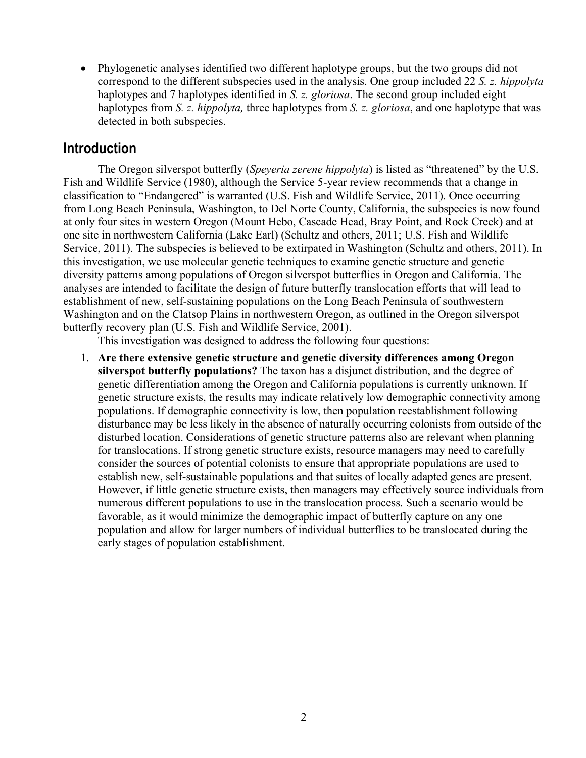- Phylogenetic analyses identified two different haplotype groups, but the two groups did not correspond to the different subspecies used in the analysis. One group included 22 *S. z. hippolyta* haplotypes and 7 haplotypes identified in *S. z. gloriosa*. The second group included eight haplotypes from *S. z. hippolyta,* three haplotypes from *S. z. gloriosa*, and one haplotype that was detected in both subspecies.

## Introduction

The Oregon silverspot butterfly (*Speyeria zerene hippolyta*) is listed as "threatened" by the U.S. Fish and Wildlife Service (1980), although the Service 5-year review recommends that a change in classification to "Endangered" is warranted (U.S. Fish and Wildlife Service, 2011). Once occurring from Long Beach Peninsula, Washington, to Del Norte County, California, the subspecies is now found at only four sites in western Oregon (Mount Hebo, Cascade Head, Bray Point, and Rock Creek) and at one site in northwestern California (Lake Earl) (Schultz and others, 2011; U.S. Fish and Wildlife Service, 2011). The subspecies is believed to be extirpated in Washington (Schultz and others, 2011). In this investigation, we use molecular genetic techniques to examine genetic structure and genetic diversity patterns among populations of Oregon silverspot butterflies in Oregon and California. The analyses are intended to facilitate the design of future butterfly translocation efforts that will lead to establishment of new, self-sustaining populations on the Long Beach Peninsula of southwestern Washington and on the Clatsop Plains in northwestern Oregon, as outlined in the Oregon silverspot butterfly recovery plan (U.S. Fish and Wildlife Service, 2001).

This investigation was designed to address the following four questions:

1. **Are there extensive genetic structure and genetic diversity differences among Oregon silverspot butterfly populations?** The taxon has a disjunct distribution, and the degree of genetic differentiation among the Oregon and California populations is currently unknown. If genetic structure exists, the results may indicate relatively low demographic connectivity among populations. If demographic connectivity is low, then population reestablishment following disturbance may be less likely in the absence of naturally occurring colonists from outside of the disturbed location. Considerations of genetic structure patterns also are relevant when planning for translocations. If strong genetic structure exists, resource managers may need to carefully consider the sources of potential colonists to ensure that appropriate populations are used to establish new, self-sustainable populations and that suites of locally adapted genes are present. However, if little genetic structure exists, then managers may effectively source individuals from numerous different populations to use in the translocation process. Such a scenario would be favorable, as it would minimize the demographic impact of butterfly capture on any one population and allow for larger numbers of individual butterflies to be translocated during the early stages of population establishment.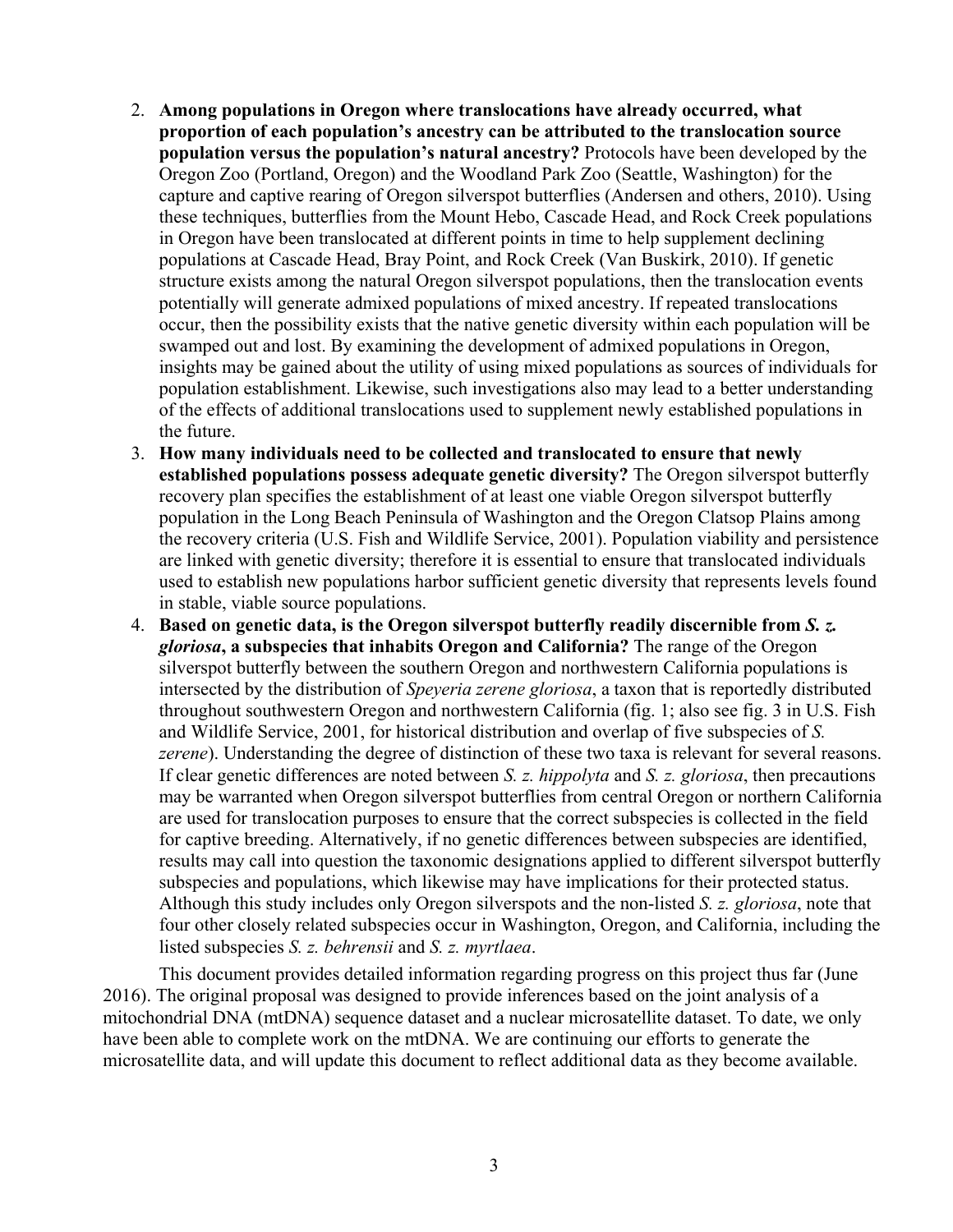2. **Among populations in Oregon where translocations have already occurred, what proportion of each population's ancestry can be attributed to the translocation source population versus the population's natural ancestry?** Protocols have been developed by the Oregon Zoo (Portland, Oregon) and the Woodland Park Zoo (Seattle, Washington) for the capture and captive rearing of Oregon silverspot butterflies (Andersen and others, 2010). Using these techniques, butterflies from the Mount Hebo, Cascade Head, and Rock Creek populations in Oregon have been translocated at different points in time to help supplement declining populations at Cascade Head, Bray Point, and Rock Creek (Van Buskirk, 2010). If genetic structure exists among the natural Oregon silverspot populations, then the translocation events potentially will generate admixed populations of mixed ancestry. If repeated translocations occur, then the possibility exists that the native genetic diversity within each population will be swamped out and lost. By examining the development of admixed populations in Oregon, insights may be gained about the utility of using mixed populations as sources of individuals for population establishment. Likewise, such investigations also may lead to a better understanding of the effects of additional translocations used to supplement newly established populations in the future.
3. **How many individuals need to be collected and translocated to ensure that newly established populations possess adequate genetic diversity?** The Oregon silverspot butterfly recovery plan specifies the establishment of at least one viable Oregon silverspot butterfly population in the Long Beach Peninsula of Washington and the Oregon Clatsop Plains among the recovery criteria (U.S. Fish and Wildlife Service, 2001). Population viability and persistence are linked with genetic diversity; therefore it is essential to ensure that translocated individuals used to establish new populations harbor sufficient genetic diversity that represents levels found in stable, viable source populations.
4. **Based on genetic data, is the Oregon silverspot butterfly readily discernible from *S. z. gloriosa*, a subspecies that inhabits Oregon and California?** The range of the Oregon silverspot butterfly between the southern Oregon and northwestern California populations is intersected by the distribution of *Speyeria zerene gloriosa*, a taxon that is reportedly distributed throughout southwestern Oregon and northwestern California (fig. 1; also see fig. 3 in U.S. Fish and Wildlife Service, 2001, for historical distribution and overlap of five subspecies of *S. zerene*). Understanding the degree of distinction of these two taxa is relevant for several reasons. If clear genetic differences are noted between *S. z. hippolyta* and *S. z. gloriosa*, then precautions may be warranted when Oregon silverspot butterflies from central Oregon or northern California are used for translocation purposes to ensure that the correct subspecies is collected in the field for captive breeding. Alternatively, if no genetic differences between subspecies are identified, results may call into question the taxonomic designations applied to different silverspot butterfly subspecies and populations, which likewise may have implications for their protected status. Although this study includes only Oregon silverspots and the non-listed *S. z. gloriosa*, note that four other closely related subspecies occur in Washington, Oregon, and California, including the listed subspecies *S. z. behrensii* and *S. z. myrtlaea*.

This document provides detailed information regarding progress on this project thus far (June 2016). The original proposal was designed to provide inferences based on the joint analysis of a mitochondrial DNA (mtDNA) sequence dataset and a nuclear microsatellite dataset. To date, we only have been able to complete work on the mtDNA. We are continuing our efforts to generate the microsatellite data, and will update this document to reflect additional data as they become available.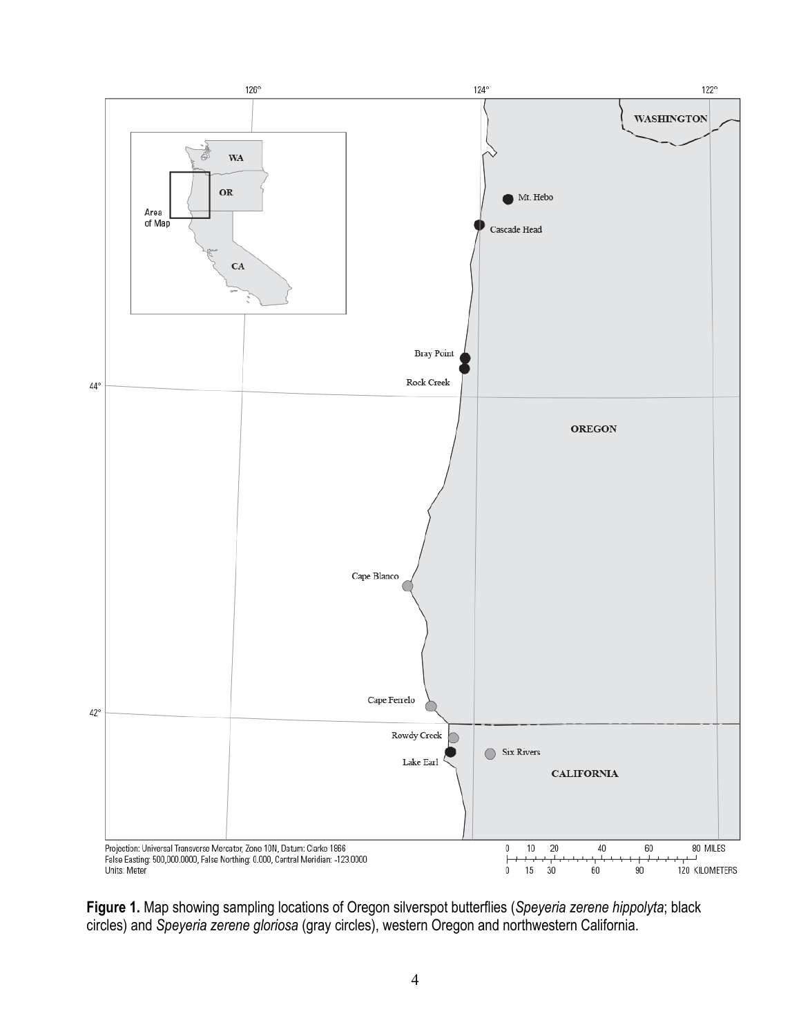**Figure 1.** Map showing sampling locations of Oregon silverspot butterflies (*Speyeria zerene hippolyta*; black circles) and *Speyeria zerene gloriosa* (gray circles), western Oregon and northwestern California.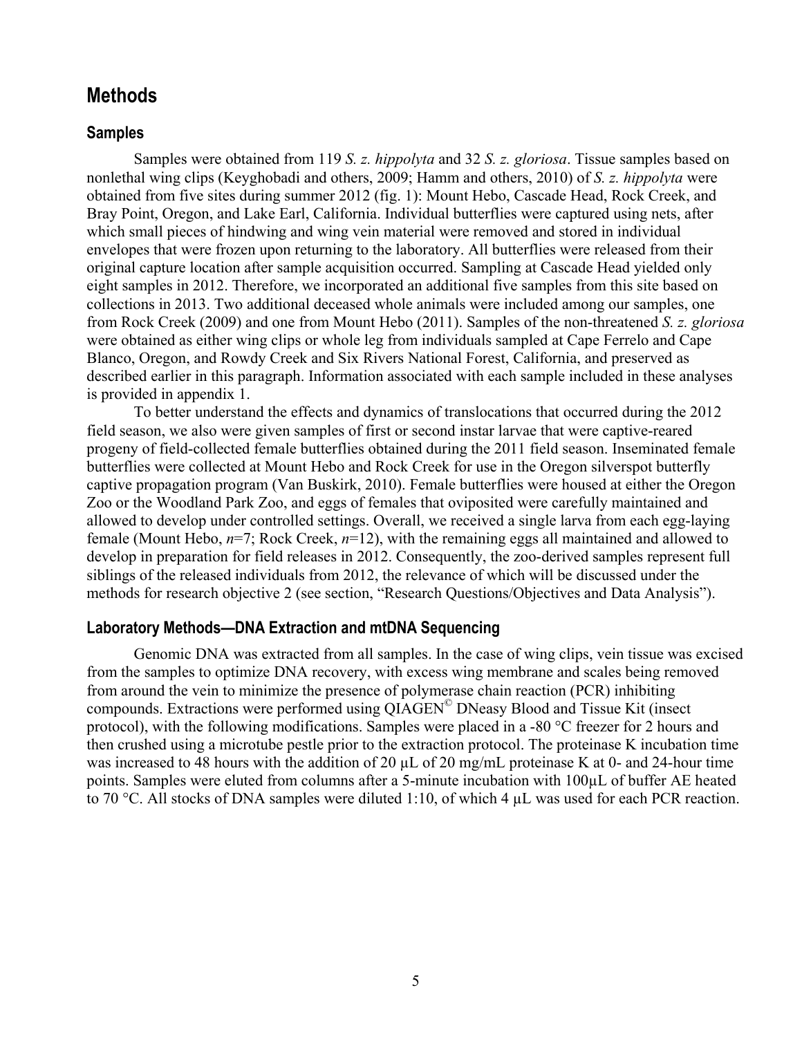## Methods

### Samples

Samples were obtained from 119 *S. z. hippolyta* and 32 *S. z. gloriosa*. Tissue samples based on nonlethal wing clips (Keyghobadi and others, 2009; Hamm and others, 2010) of *S. z. hippolyta* were obtained from five sites during summer 2012 (fig. 1): Mount Hebo, Cascade Head, Rock Creek, and Bray Point, Oregon, and Lake Earl, California. Individual butterflies were captured using nets, after which small pieces of hindwing and wing vein material were removed and stored in individual envelopes that were frozen upon returning to the laboratory. All butterflies were released from their original capture location after sample acquisition occurred. Sampling at Cascade Head yielded only eight samples in 2012. Therefore, we incorporated an additional five samples from this site based on collections in 2013. Two additional deceased whole animals were included among our samples, one from Rock Creek (2009) and one from Mount Hebo (2011). Samples of the non-threatened *S. z. gloriosa* were obtained as either wing clips or whole leg from individuals sampled at Cape Ferrelo and Cape Blanco, Oregon, and Rowdy Creek and Six Rivers National Forest, California, and preserved as described earlier in this paragraph. Information associated with each sample included in these analyses is provided in appendix 1.

To better understand the effects and dynamics of translocations that occurred during the 2012 field season, we also were given samples of first or second instar larvae that were captive-reared progeny of field-collected female butterflies obtained during the 2011 field season. Inseminated female butterflies were collected at Mount Hebo and Rock Creek for use in the Oregon silverspot butterfly captive propagation program (Van Buskirk, 2010). Female butterflies were housed at either the Oregon Zoo or the Woodland Park Zoo, and eggs of females that oviposited were carefully maintained and allowed to develop under controlled settings. Overall, we received a single larva from each egg-laying female (Mount Hebo, *n*=7; Rock Creek, *n*=12), with the remaining eggs all maintained and allowed to develop in preparation for field releases in 2012. Consequently, the zoo-derived samples represent full siblings of the released individuals from 2012, the relevance of which will be discussed under the methods for research objective 2 (see section, "Research Questions/Objectives and Data Analysis").

### Laboratory Methods—DNA Extraction and mtDNA Sequencing

Genomic DNA was extracted from all samples. In the case of wing clips, vein tissue was excised from the samples to optimize DNA recovery, with excess wing membrane and scales being removed from around the vein to minimize the presence of polymerase chain reaction (PCR) inhibiting compounds. Extractions were performed using QIAGEN© DNeasy Blood and Tissue Kit (insect protocol), with the following modifications. Samples were placed in a -80 °C freezer for 2 hours and then crushed using a microtube pestle prior to the extraction protocol. The proteinase K incubation time was increased to 48 hours with the addition of 20 µL of 20 mg/mL proteinase K at 0- and 24-hour time points. Samples were eluted from columns after a 5-minute incubation with 100µL of buffer AE heated to 70 °C. All stocks of DNA samples were diluted 1:10, of which 4 µL was used for each PCR reaction.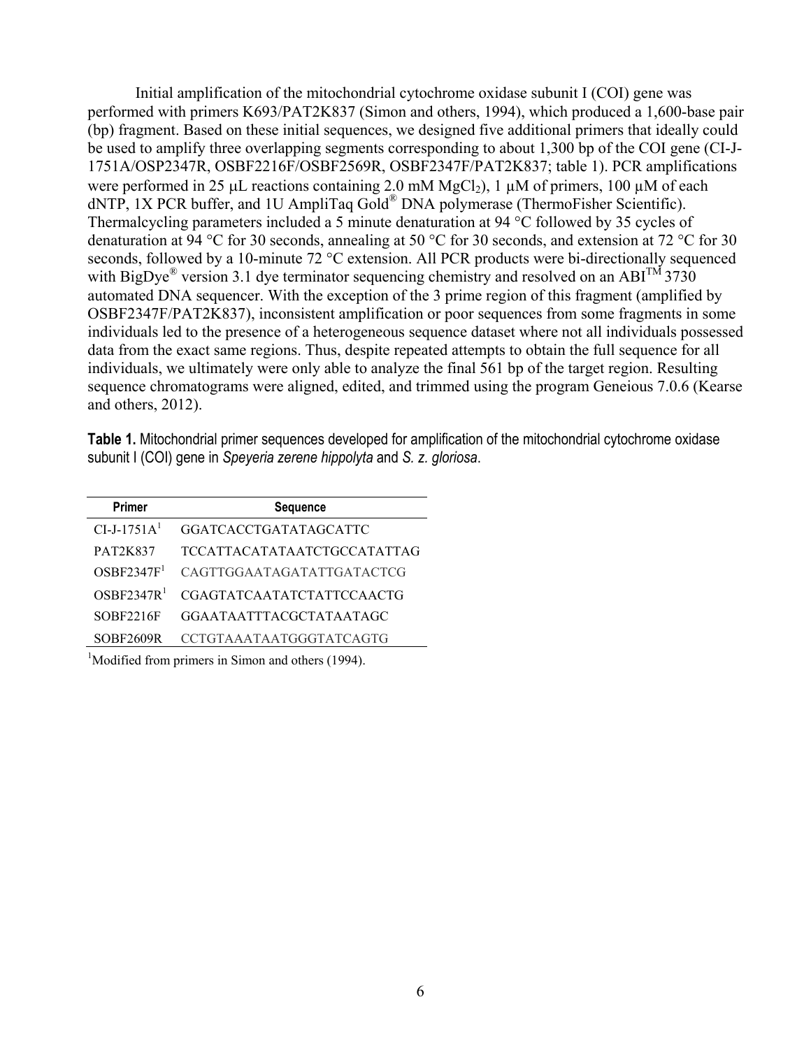Initial amplification of the mitochondrial cytochrome oxidase subunit I (COI) gene was performed with primers K693/PAT2K837 (Simon and others, 1994), which produced a 1,600-base pair (bp) fragment. Based on these initial sequences, we designed five additional primers that ideally could be used to amplify three overlapping segments corresponding to about 1,300 bp of the COI gene (CI-J-1751A/OSP2347R, OSBF2216F/OSBF2569R, OSBF2347F/PAT2K837; table 1). PCR amplifications were performed in 25 µL reactions containing 2.0 mM $MgCl_2$), 1 µM of primers, 100 µM of each dNTP, 1X PCR buffer, and 1U AmpliTaq Gold® DNA polymerase (ThermoFisher Scientific). Thermalcycling parameters included a 5 minute denaturation at 94 °C followed by 35 cycles of denaturation at 94 °C for 30 seconds, annealing at 50 °C for 30 seconds, and extension at 72 °C for 30 seconds, followed by a 10-minute 72 °C extension. All PCR products were bi-directionally sequenced with BigDye® version 3.1 dye terminator sequencing chemistry and resolved on an ABI™ 3730 automated DNA sequencer. With the exception of the 3 prime region of this fragment (amplified by OSBF2347F/PAT2K837), inconsistent amplification or poor sequences from some fragments in some individuals led to the presence of a heterogeneous sequence dataset where not all individuals possessed data from the exact same regions. Thus, despite repeated attempts to obtain the full sequence for all individuals, we ultimately were only able to analyze the final 561 bp of the target region. Resulting sequence chromatograms were aligned, edited, and trimmed using the program Geneious 7.0.6 (Kearse and others, 2012).

**Table 1.** Mitochondrial primer sequences developed for amplification of the mitochondrial cytochrome oxidase subunit I (COI) gene in *Speyeria zerene hippolyta* and *S. z. gloriosa*.

| Primer | Sequence |
|---|---|
| CI-J-1751A[1] | GGATCACCTGATATAGCATTC |
| PAT2K837 | TCCATTACATATAATCTGCCATATTAG |
| OSBF2347F[1] | CAGTTGGAATAGATATTGATACTCG |
| OSBF2347R[1] | CGAGTATCAATATCTATTCCAACTG |
| SOBF2216F | GGAATAATTTACGCTATAATAGC |
| SOBF2609R | CCTGTAAATAATGGGTATCAGTG |

[1]Modified from primers in Simon and others (1994).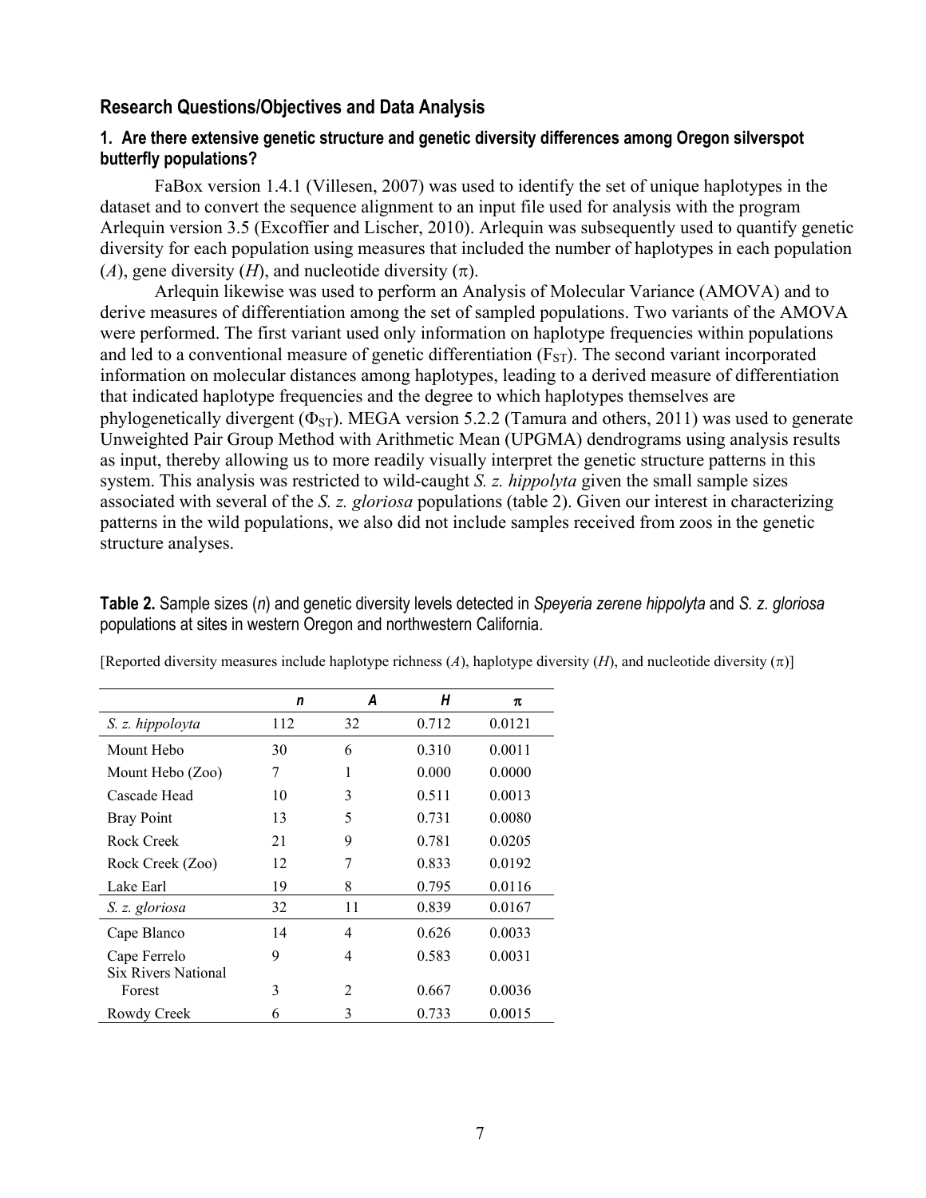## Research Questions/Objectives and Data Analysis

### 1. Are there extensive genetic structure and genetic diversity differences among Oregon silverspot butterfly populations?

FaBox version 1.4.1 (Villesen, 2007) was used to identify the set of unique haplotypes in the dataset and to convert the sequence alignment to an input file used for analysis with the program Arlequin version 3.5 (Excoffier and Lischer, 2010). Arlequin was subsequently used to quantify genetic diversity for each population using measures that included the number of haplotypes in each population (*A*), gene diversity (*H*), and nucleotide diversity ($\pi$).

Arlequin likewise was used to perform an Analysis of Molecular Variance (AMOVA) and to derive measures of differentiation among the set of sampled populations. Two variants of the AMOVA were performed. The first variant used only information on haplotype frequencies within populations and led to a conventional measure of genetic differentiation ($F_{ST}$). The second variant incorporated information on molecular distances among haplotypes, leading to a derived measure of differentiation that indicated haplotype frequencies and the degree to which haplotypes themselves are phylogenetically divergent ($\Phi_{ST}$). MEGA version 5.2.2 (Tamura and others, 2011) was used to generate Unweighted Pair Group Method with Arithmetic Mean (UPGMA) dendrograms using analysis results as input, thereby allowing us to more readily visually interpret the genetic structure patterns in this system. This analysis was restricted to wild-caught *S. z. hippolyta* given the small sample sizes associated with several of the *S. z. gloriosa* populations (table 2). Given our interest in characterizing patterns in the wild populations, we also did not include samples received from zoos in the genetic structure analyses.

**Table 2.** Sample sizes (*n*) and genetic diversity levels detected in *Speyeria zerene hippolyta* and *S. z. gloriosa* populations at sites in western Oregon and northwestern California.

[Reported diversity measures include haplotype richness (*A*), haplotype diversity (*H*), and nucleotide diversity ($\pi$)]

| | *n* | *A* | *H* | $\pi$ |
|---|---|---|---|---|
| *S. z. hippoloyta* | 112 | 32 | 0.712 | 0.0121 |
| Mount Hebo | 30 | 6 | 0.310 | 0.0011 |
| Mount Hebo (Zoo) | 7 | 1 | 0.000 | 0.0000 |
| Cascade Head | 10 | 3 | 0.511 | 0.0013 |
| Bray Point | 13 | 5 | 0.731 | 0.0080 |
| Rock Creek | 21 | 9 | 0.781 | 0.0205 |
| Rock Creek (Zoo) | 12 | 7 | 0.833 | 0.0192 |
| Lake Earl | 19 | 8 | 0.795 | 0.0116 |
| *S. z. gloriosa* | 32 | 11 | 0.839 | 0.0167 |
| Cape Blanco | 14 | 4 | 0.626 | 0.0033 |
| Cape Ferrelo | 9 | 4 | 0.583 | 0.0031 |
| Six Rivers National Forest | 3 | 2 | 0.667 | 0.0036 |
| Rowdy Creek | 6 | 3 | 0.733 | 0.0015 |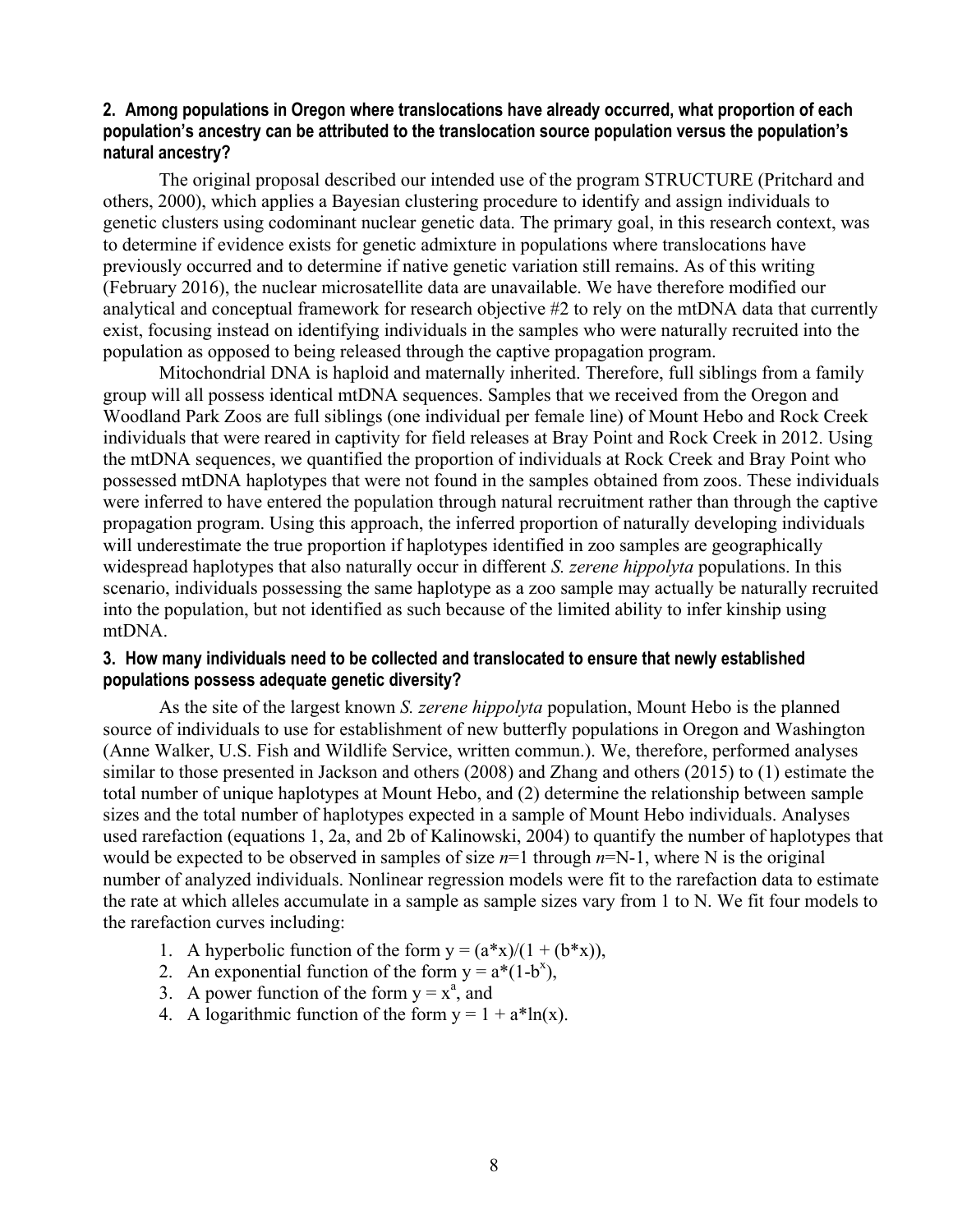### 2. Among populations in Oregon where translocations have already occurred, what proportion of each population's ancestry can be attributed to the translocation source population versus the population's natural ancestry?

The original proposal described our intended use of the program STRUCTURE (Pritchard and others, 2000), which applies a Bayesian clustering procedure to identify and assign individuals to genetic clusters using codominant nuclear genetic data. The primary goal, in this research context, was to determine if evidence exists for genetic admixture in populations where translocations have previously occurred and to determine if native genetic variation still remains. As of this writing (February 2016), the nuclear microsatellite data are unavailable. We have therefore modified our analytical and conceptual framework for research objective #2 to rely on the mtDNA data that currently exist, focusing instead on identifying individuals in the samples who were naturally recruited into the population as opposed to being released through the captive propagation program.

Mitochondrial DNA is haploid and maternally inherited. Therefore, full siblings from a family group will all possess identical mtDNA sequences. Samples that we received from the Oregon and Woodland Park Zoos are full siblings (one individual per female line) of Mount Hebo and Rock Creek individuals that were reared in captivity for field releases at Bray Point and Rock Creek in 2012. Using the mtDNA sequences, we quantified the proportion of individuals at Rock Creek and Bray Point who possessed mtDNA haplotypes that were not found in the samples obtained from zoos. These individuals were inferred to have entered the population through natural recruitment rather than through the captive propagation program. Using this approach, the inferred proportion of naturally developing individuals will underestimate the true proportion if haplotypes identified in zoo samples are geographically widespread haplotypes that also naturally occur in different *S. zerene hippolyta* populations. In this scenario, individuals possessing the same haplotype as a zoo sample may actually be naturally recruited into the population, but not identified as such because of the limited ability to infer kinship using mtDNA.

### 3. How many individuals need to be collected and translocated to ensure that newly established populations possess adequate genetic diversity?

As the site of the largest known *S. zerene hippolyta* population, Mount Hebo is the planned source of individuals to use for establishment of new butterfly populations in Oregon and Washington (Anne Walker, U.S. Fish and Wildlife Service, written commun.). We, therefore, performed analyses similar to those presented in Jackson and others (2008) and Zhang and others (2015) to (1) estimate the total number of unique haplotypes at Mount Hebo, and (2) determine the relationship between sample sizes and the total number of haplotypes expected in a sample of Mount Hebo individuals. Analyses used rarefaction (equations 1, 2a, and 2b of Kalinowski, 2004) to quantify the number of haplotypes that would be expected to be observed in samples of size $n$=1 through $n$=N-1, where N is the original number of analyzed individuals. Nonlinear regression models were fit to the rarefaction data to estimate the rate at which alleles accumulate in a sample as sample sizes vary from 1 to N. We fit four models to the rarefaction curves including:

1. A hyperbolic function of the form $y = (a*x)/(1 + (b*x))$,
2. An exponential function of the form $y = a*(1-b^x)$,
3. A power function of the form $y = x^a$, and
4. A logarithmic function of the form $y = 1 + a*\ln(x)$.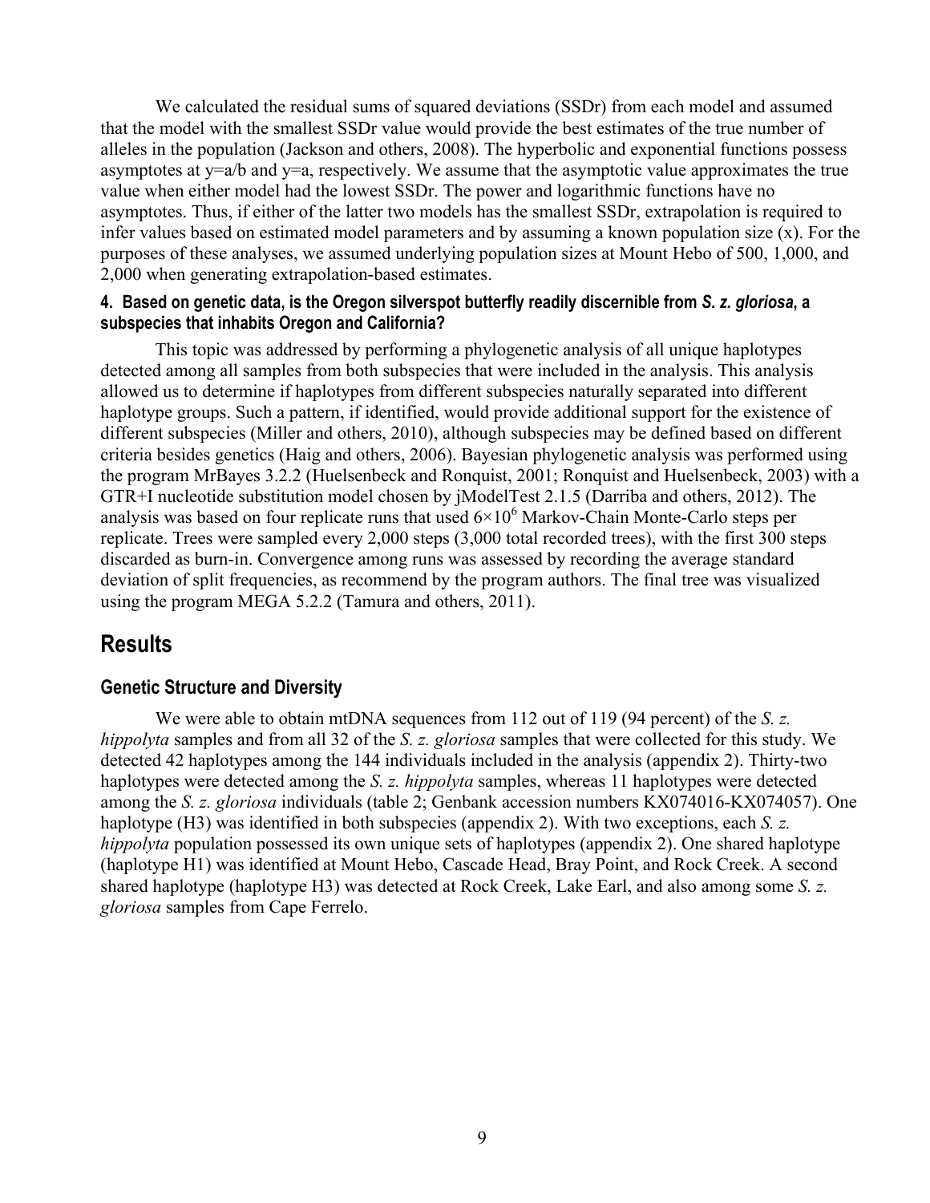We calculated the residual sums of squared deviations (SSDr) from each model and assumed that the model with the smallest SSDr value would provide the best estimates of the true number of alleles in the population (Jackson and others, 2008). The hyperbolic and exponential functions possess asymptotes at y=a/b and y=a, respectively. We assume that the asymptotic value approximates the true value when either model had the lowest SSDr. The power and logarithmic functions have no asymptotes. Thus, if either of the latter two models has the smallest SSDr, extrapolation is required to infer values based on estimated model parameters and by assuming a known population size (x). For the purposes of these analyses, we assumed underlying population sizes at Mount Hebo of 500, 1,000, and 2,000 when generating extrapolation-based estimates.

#### 4. Based on genetic data, is the Oregon silverspot butterfly readily discernible from *S. z. gloriosa*, a subspecies that inhabits Oregon and California?

This topic was addressed by performing a phylogenetic analysis of all unique haplotypes detected among all samples from both subspecies that were included in the analysis. This analysis allowed us to determine if haplotypes from different subspecies naturally separated into different haplotype groups. Such a pattern, if identified, would provide additional support for the existence of different subspecies (Miller and others, 2010), although subspecies may be defined based on different criteria besides genetics (Haig and others, 2006). Bayesian phylogenetic analysis was performed using the program MrBayes 3.2.2 (Huelsenbeck and Ronquist, 2001; Ronquist and Huelsenbeck, 2003) with a GTR+I nucleotide substitution model chosen by jModelTest 2.1.5 (Darriba and others, 2012). The analysis was based on four replicate runs that used $6 \times 10^6$ Markov-Chain Monte-Carlo steps per replicate. Trees were sampled every 2,000 steps (3,000 total recorded trees), with the first 300 steps discarded as burn-in. Convergence among runs was assessed by recording the average standard deviation of split frequencies, as recommend by the program authors. The final tree was visualized using the program MEGA 5.2.2 (Tamura and others, 2011).

## Results

### Genetic Structure and Diversity

We were able to obtain mtDNA sequences from 112 out of 119 (94 percent) of the *S. z. hippolyta* samples and from all 32 of the *S. z. gloriosa* samples that were collected for this study. We detected 42 haplotypes among the 144 individuals included in the analysis (appendix 2). Thirty-two haplotypes were detected among the *S. z. hippolyta* samples, whereas 11 haplotypes were detected among the *S. z. gloriosa* individuals (table 2; Genbank accession numbers KX074016-KX074057). One haplotype (H3) was identified in both subspecies (appendix 2). With two exceptions, each *S. z. hippolyta* population possessed its own unique sets of haplotypes (appendix 2). One shared haplotype (haplotype H1) was identified at Mount Hebo, Cascade Head, Bray Point, and Rock Creek. A second shared haplotype (haplotype H3) was detected at Rock Creek, Lake Earl, and also among some *S. z. gloriosa* samples from Cape Ferrelo.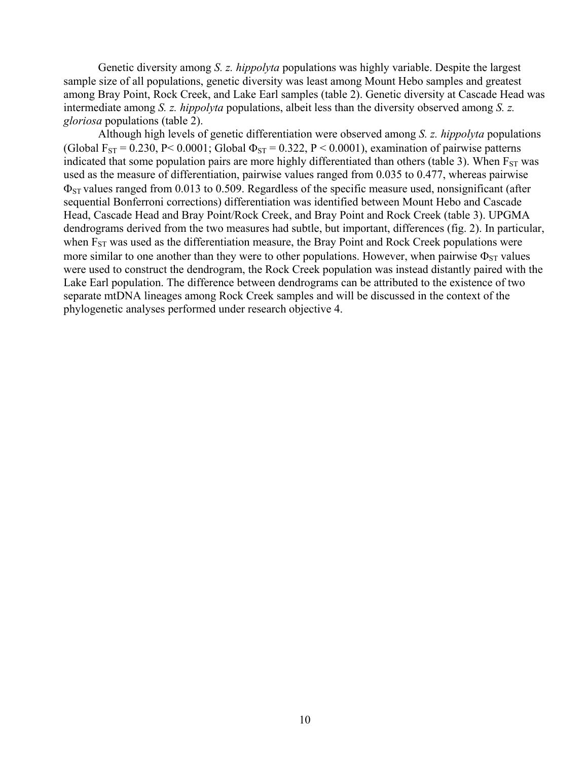Genetic diversity among *S. z. hippolyta* populations was highly variable. Despite the largest sample size of all populations, genetic diversity was least among Mount Hebo samples and greatest among Bray Point, Rock Creek, and Lake Earl samples (table 2). Genetic diversity at Cascade Head was intermediate among *S. z. hippolyta* populations, albeit less than the diversity observed among *S. z. gloriosa* populations (table 2).

Although high levels of genetic differentiation were observed among *S. z. hippolyta* populations (Global $F_{ST} = 0.230$, $P < 0.0001$; Global $\Phi_{ST} = 0.322$, $P < 0.0001$), examination of pairwise patterns indicated that some population pairs are more highly differentiated than others (table 3). When $F_{ST}$ was used as the measure of differentiation, pairwise values ranged from 0.035 to 0.477, whereas pairwise $\Phi_{ST}$ values ranged from 0.013 to 0.509. Regardless of the specific measure used, nonsignificant (after sequential Bonferroni corrections) differentiation was identified between Mount Hebo and Cascade Head, Cascade Head and Bray Point/Rock Creek, and Bray Point and Rock Creek (table 3). UPGMA dendrograms derived from the two measures had subtle, but important, differences (fig. 2). In particular, when $F_{ST}$ was used as the differentiation measure, the Bray Point and Rock Creek populations were more similar to one another than they were to other populations. However, when pairwise $\Phi_{ST}$ values were used to construct the dendrogram, the Rock Creek population was instead distantly paired with the Lake Earl population. The difference between dendrograms can be attributed to the existence of two separate mtDNA lineages among Rock Creek samples and will be discussed in the context of the phylogenetic analyses performed under research objective 4.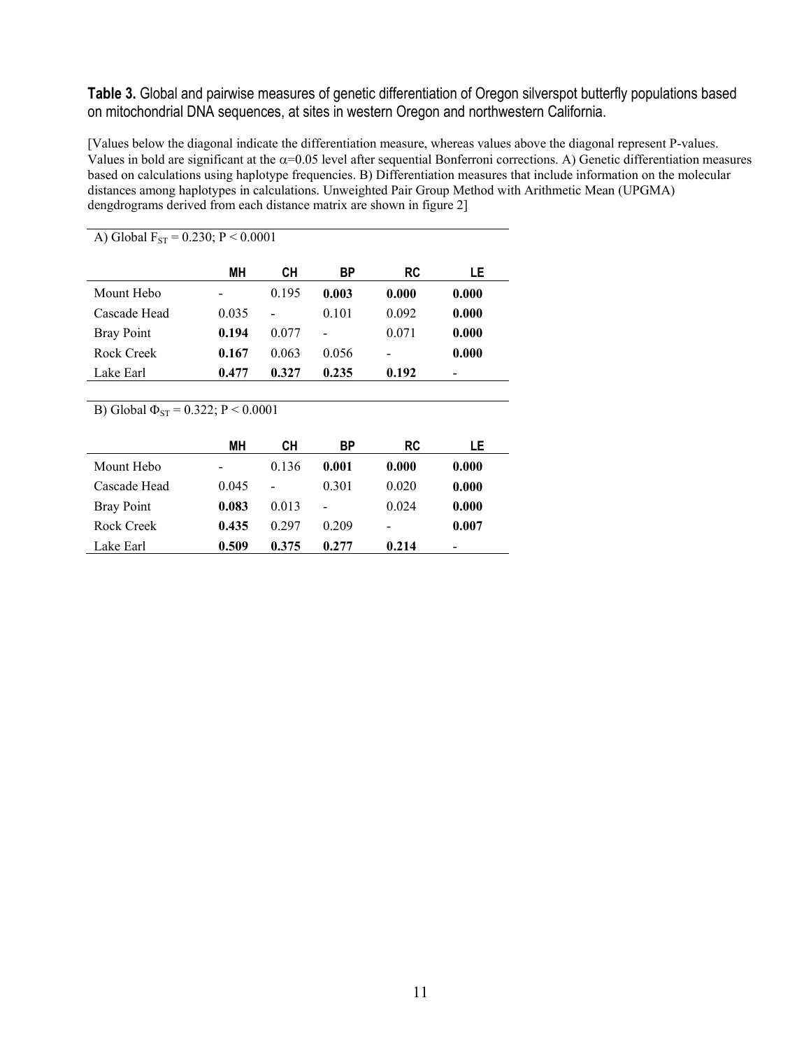**Table 3.** Global and pairwise measures of genetic differentiation of Oregon silverspot butterfly populations based on mitochondrial DNA sequences, at sites in western Oregon and northwestern California.

[Values below the diagonal indicate the differentiation measure, whereas values above the diagonal represent P-values. Values in bold are significant at the α=0.05 level after sequential Bonferroni corrections. A) Genetic differentiation measures based on calculations using haplotype frequencies. B) Differentiation measures that include information on the molecular distances among haplotypes in calculations. Unweighted Pair Group Method with Arithmetic Mean (UPGMA) dengdrograms derived from each distance matrix are shown in figure 2]

A) Global $F_{ST}$ = 0.230; $P < 0.0001$

| | MH | CH | BP | RC | LE |
|---|---|---|---|---|---|
| Mount Hebo | - | 0.195 | **0.003** | **0.000** | **0.000** |
| Cascade Head | 0.035 | - | 0.101 | 0.092 | **0.000** |
| Bray Point | **0.194** | 0.077 | - | 0.071 | **0.000** |
| Rock Creek | **0.167** | 0.063 | 0.056 | - | **0.000** |
| Lake Earl | **0.477** | **0.327** | **0.235** | **0.192** | - |

B) Global $\Phi_{ST}$ = 0.322; $P < 0.0001$

| | MH | CH | BP | RC | LE |
|---|---|---|---|---|---|
| Mount Hebo | - | 0.136 | **0.001** | **0.000** | **0.000** |
| Cascade Head | 0.045 | - | 0.301 | 0.020 | **0.000** |
| Bray Point | **0.083** | 0.013 | - | 0.024 | **0.000** |
| Rock Creek | **0.435** | 0.297 | 0.209 | - | **0.007** |
| Lake Earl | **0.509** | **0.375** | **0.277** | **0.214** | - |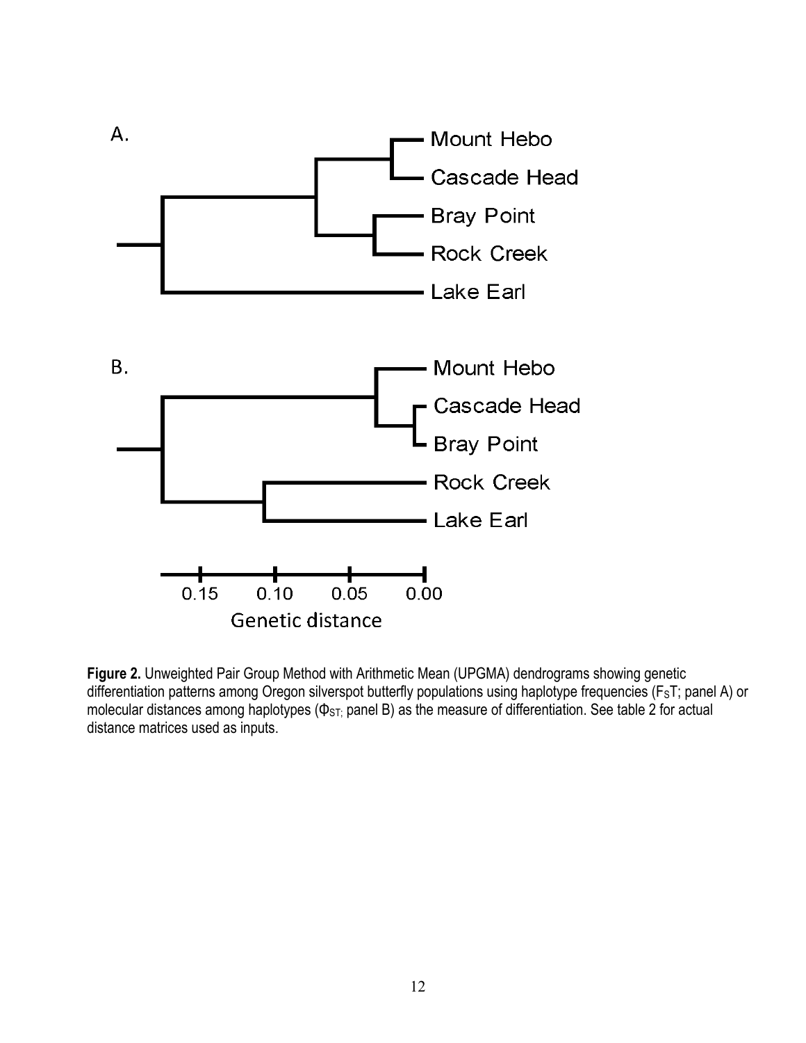**Figure 2.** Unweighted Pair Group Method with Arithmetic Mean (UPGMA) dendrograms showing genetic differentiation patterns among Oregon silverspot butterfly populations using haplotype frequencies ($F_ST$; panel A) or molecular distances among haplotypes ($\Phi_{ST;}$ panel B) as the measure of differentiation. See table 2 for actual distance matrices used as inputs.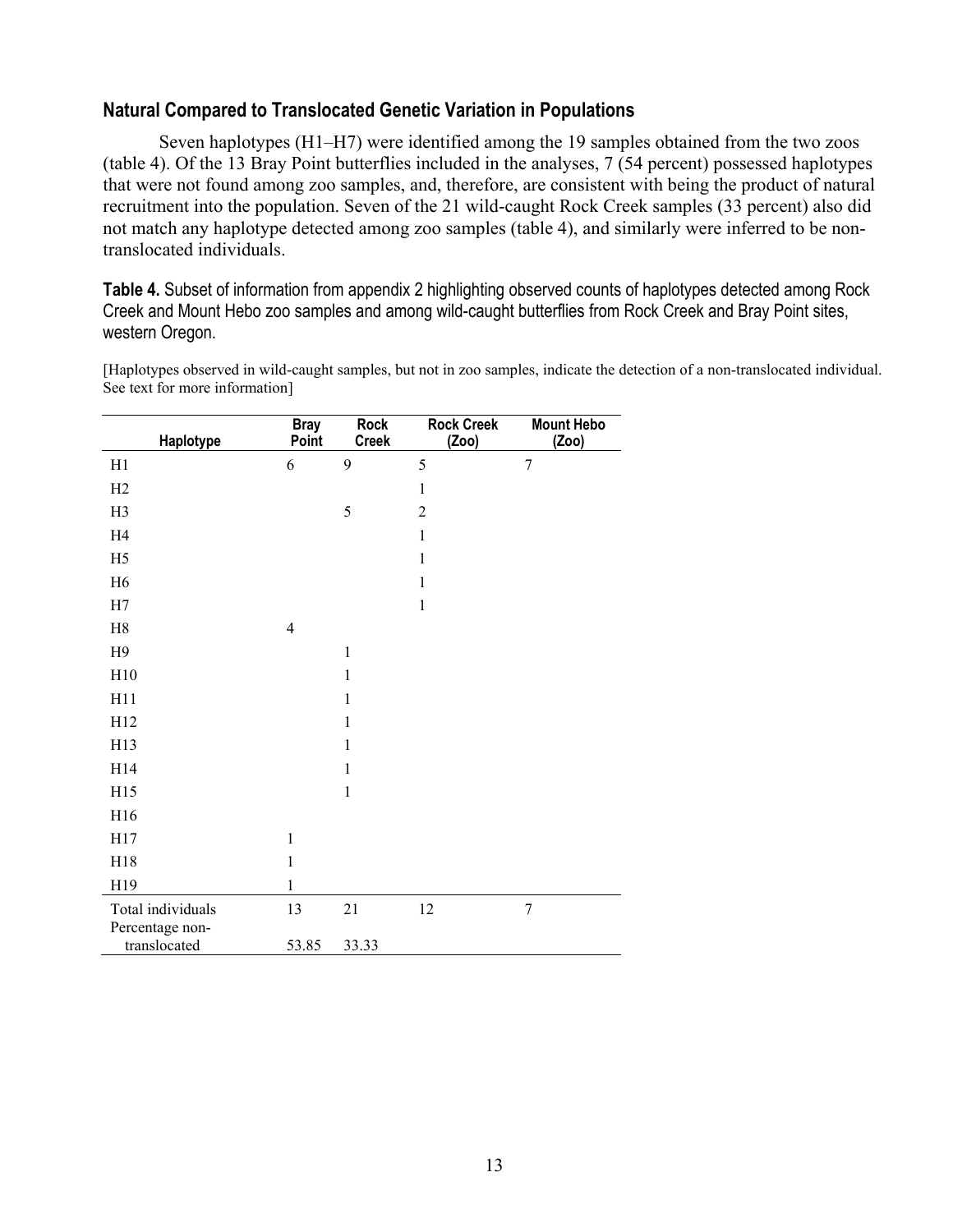## Natural Compared to Translocated Genetic Variation in Populations

Seven haplotypes (H1–H7) were identified among the 19 samples obtained from the two zoos (table 4). Of the 13 Bray Point butterflies included in the analyses, 7 (54 percent) possessed haplotypes that were not found among zoo samples, and, therefore, are consistent with being the product of natural recruitment into the population. Seven of the 21 wild-caught Rock Creek samples (33 percent) also did not match any haplotype detected among zoo samples (table 4), and similarly were inferred to be non-translocated individuals.

**Table 4.** Subset of information from appendix 2 highlighting observed counts of haplotypes detected among Rock Creek and Mount Hebo zoo samples and among wild-caught butterflies from Rock Creek and Bray Point sites, western Oregon.

[Haplotypes observed in wild-caught samples, but not in zoo samples, indicate the detection of a non-translocated individual. See text for more information]

| Haplotype | Bray Point | Rock Creek | Rock Creek (Zoo) | Mount Hebo (Zoo) |
|---|---|---|---|---|
| H1 | 6 | 9 | 5 | 7 |
| H2 | | | 1 | |
| H3 | | 5 | 2 | |
| H4 | | | 1 | |
| H5 | | | 1 | |
| H6 | | | 1 | |
| H7 | | | 1 | |
| H8 | 4 | | | |
| H9 | | 1 | | |
| H10 | | 1 | | |
| H11 | | 1 | | |
| H12 | | 1 | | |
| H13 | | 1 | | |
| H14 | | 1 | | |
| H15 | | 1 | | |
| H16 | | | | |
| H17 | 1 | | | |
| H18 | 1 | | | |
| H19 | 1 | | | |
| Total individuals | 13 | 21 | 12 | 7 |
| Percentage non-translocated | 53.85 | 33.33 | | |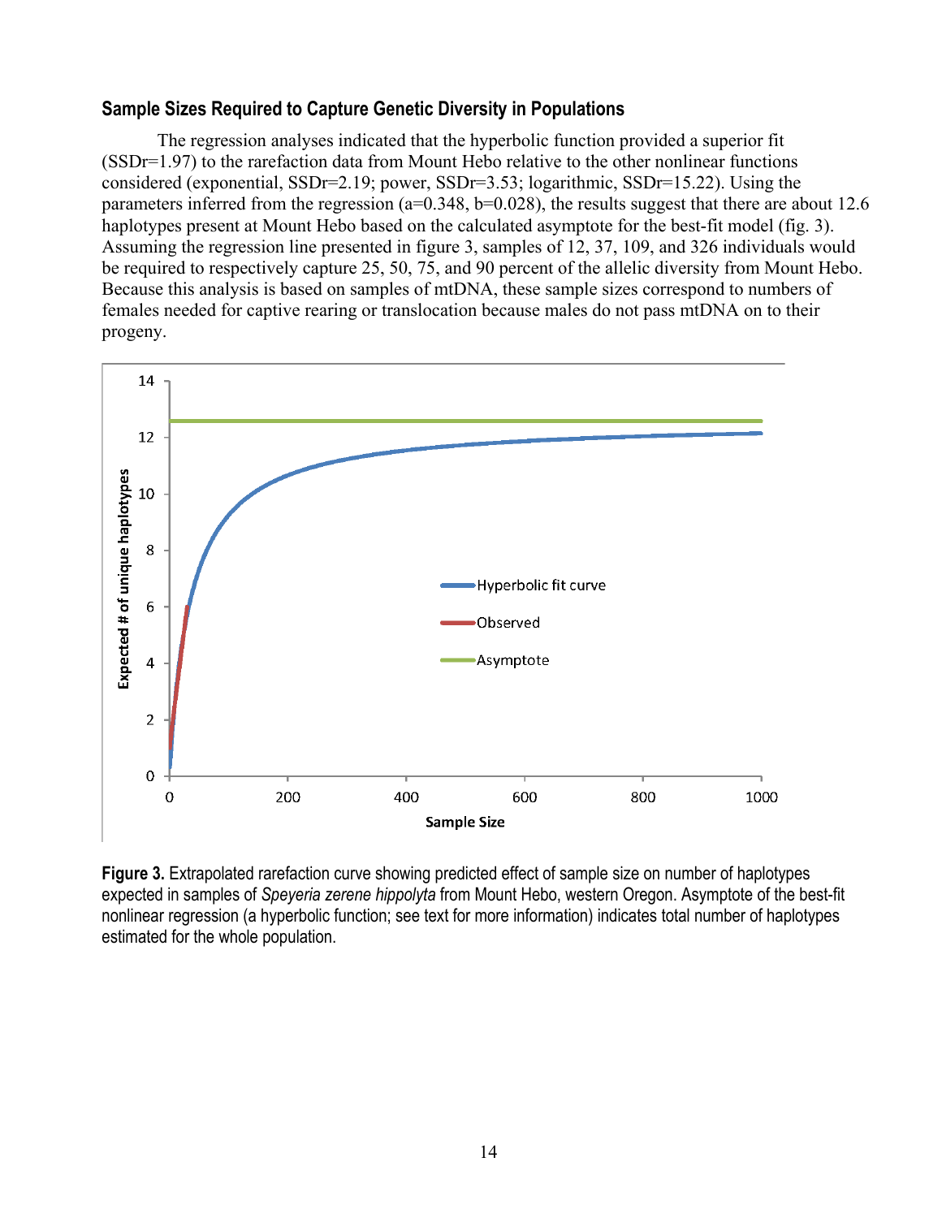### Sample Sizes Required to Capture Genetic Diversity in Populations

The regression analyses indicated that the hyperbolic function provided a superior fit (SSDr=1.97) to the rarefaction data from Mount Hebo relative to the other nonlinear functions considered (exponential, SSDr=2.19; power, SSDr=3.53; logarithmic, SSDr=15.22). Using the parameters inferred from the regression (a=0.348, b=0.028), the results suggest that there are about 12.6 haplotypes present at Mount Hebo based on the calculated asymptote for the best-fit model (fig. 3). Assuming the regression line presented in figure 3, samples of 12, 37, 109, and 326 individuals would be required to respectively capture 25, 50, 75, and 90 percent of the allelic diversity from Mount Hebo. Because this analysis is based on samples of mtDNA, these sample sizes correspond to numbers of females needed for captive rearing or translocation because males do not pass mtDNA on to their progeny.

**Figure 3.** Extrapolated rarefaction curve showing predicted effect of sample size on number of haplotypes expected in samples of *Speyeria zerene hippolyta* from Mount Hebo, western Oregon. Asymptote of the best-fit nonlinear regression (a hyperbolic function; see text for more information) indicates total number of haplotypes estimated for the whole population.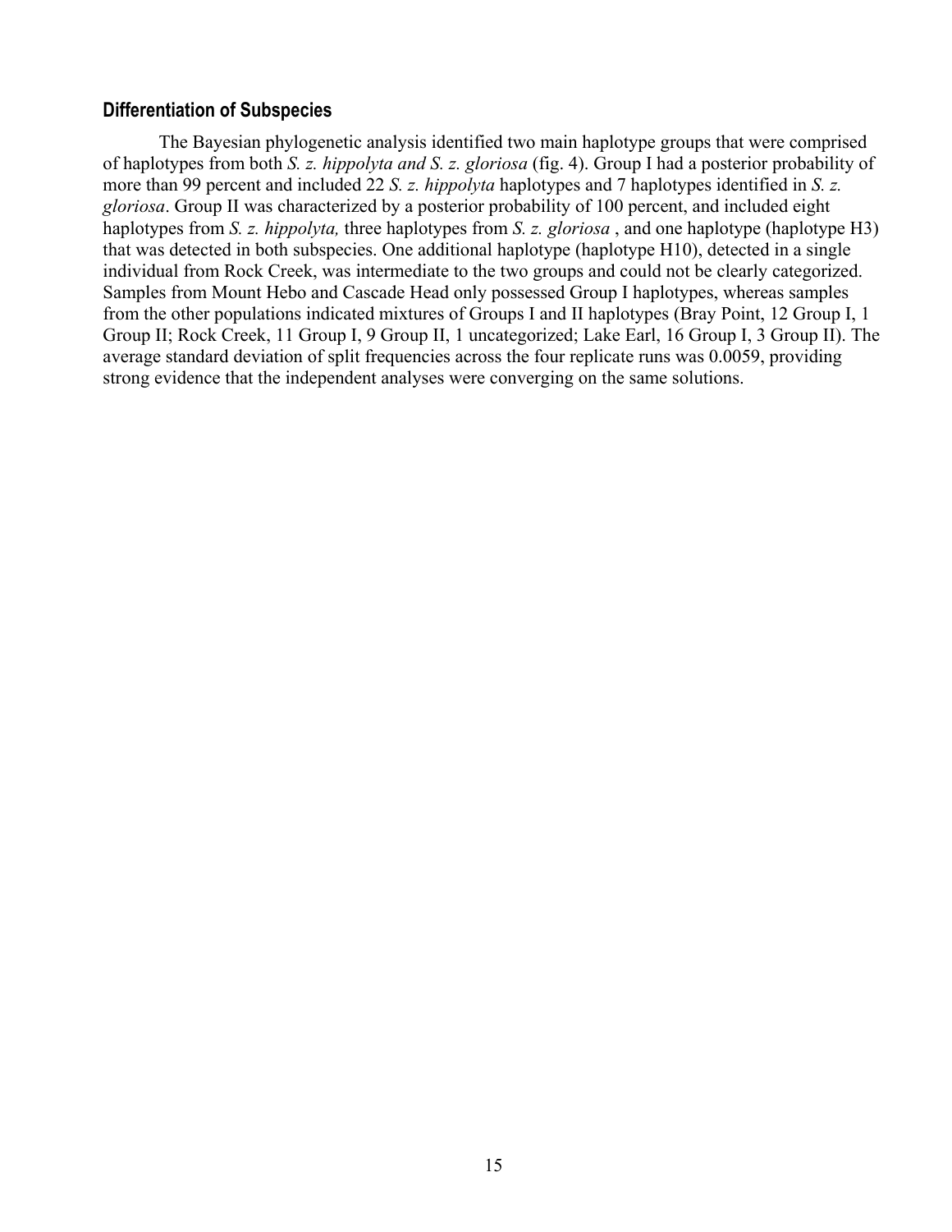### Differentiation of Subspecies

The Bayesian phylogenetic analysis identified two main haplotype groups that were comprised of haplotypes from both *S. z. hippolyta and S. z. gloriosa* (fig. 4). Group I had a posterior probability of more than 99 percent and included 22 *S. z. hippolyta* haplotypes and 7 haplotypes identified in *S. z. gloriosa*. Group II was characterized by a posterior probability of 100 percent, and included eight haplotypes from *S. z. hippolyta,* three haplotypes from *S. z. gloriosa* , and one haplotype (haplotype H3) that was detected in both subspecies. One additional haplotype (haplotype H10), detected in a single individual from Rock Creek, was intermediate to the two groups and could not be clearly categorized. Samples from Mount Hebo and Cascade Head only possessed Group I haplotypes, whereas samples from the other populations indicated mixtures of Groups I and II haplotypes (Bray Point, 12 Group I, 1 Group II; Rock Creek, 11 Group I, 9 Group II, 1 uncategorized; Lake Earl, 16 Group I, 3 Group II). The average standard deviation of split frequencies across the four replicate runs was 0.0059, providing strong evidence that the independent analyses were converging on the same solutions.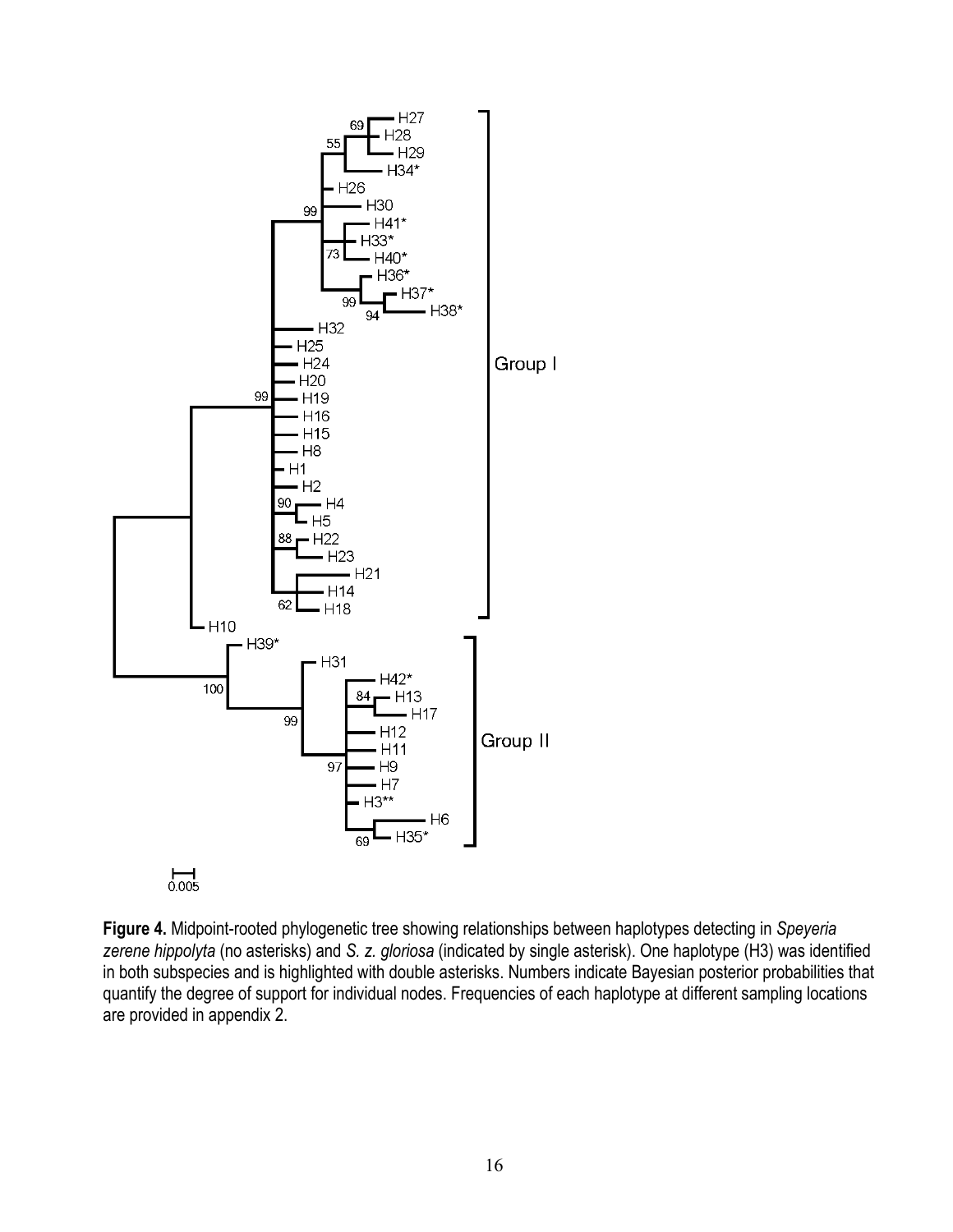**Figure 4.** Midpoint-rooted phylogenetic tree showing relationships between haplotypes detecting in *Speyeria zerene hippolyta* (no asterisks) and *S. z. gloriosa* (indicated by single asterisk). One haplotype (H3) was identified in both subspecies and is highlighted with double asterisks. Numbers indicate Bayesian posterior probabilities that quantify the degree of support for individual nodes. Frequencies of each haplotype at different sampling locations are provided in appendix 2.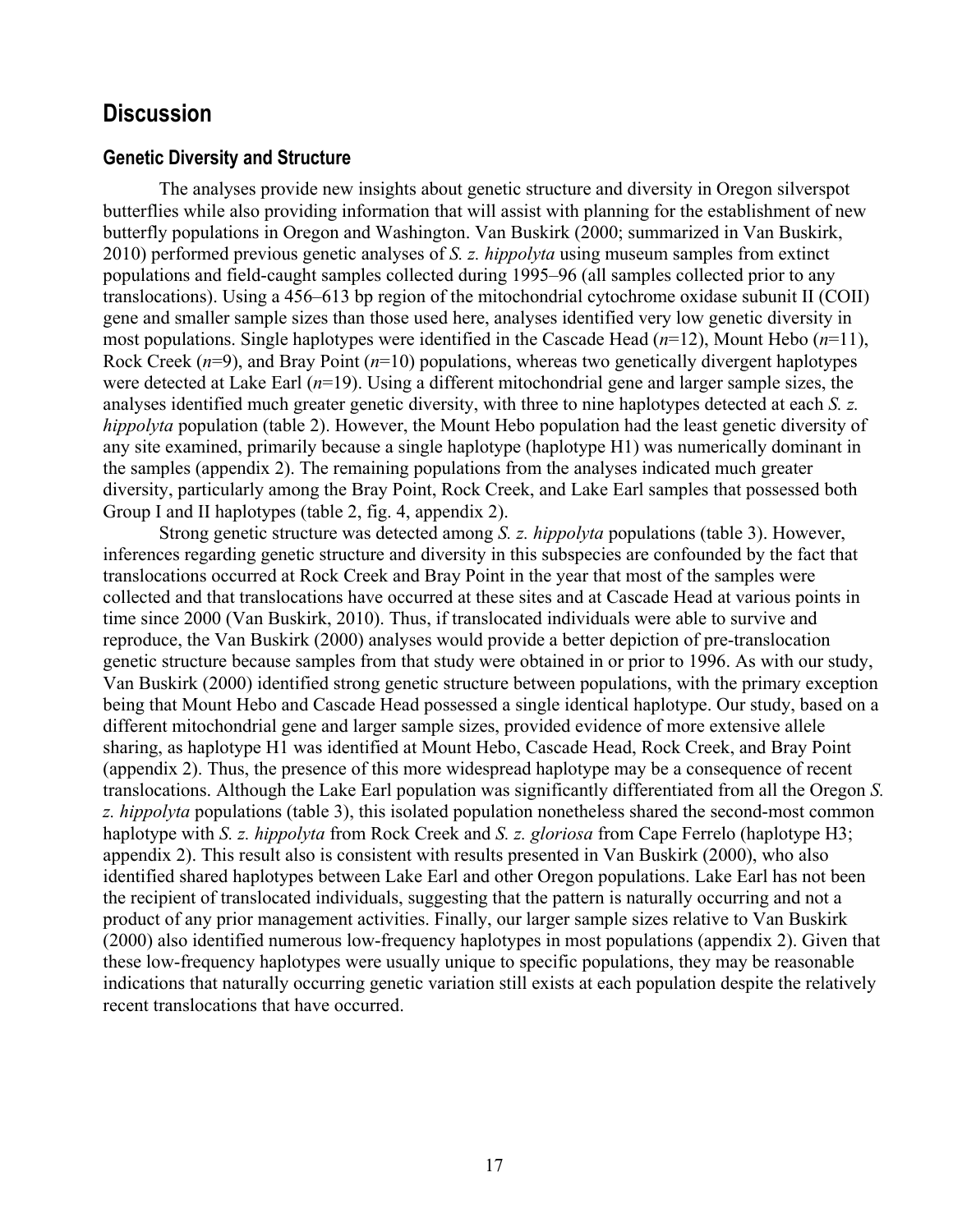## Discussion

### Genetic Diversity and Structure

The analyses provide new insights about genetic structure and diversity in Oregon silverspot butterflies while also providing information that will assist with planning for the establishment of new butterfly populations in Oregon and Washington. Van Buskirk (2000; summarized in Van Buskirk, 2010) performed previous genetic analyses of *S. z. hippolyta* using museum samples from extinct populations and field-caught samples collected during 1995–96 (all samples collected prior to any translocations). Using a 456–613 bp region of the mitochondrial cytochrome oxidase subunit II (COII) gene and smaller sample sizes than those used here, analyses identified very low genetic diversity in most populations. Single haplotypes were identified in the Cascade Head (*n*=12), Mount Hebo (*n*=11), Rock Creek (*n*=9), and Bray Point (*n*=10) populations, whereas two genetically divergent haplotypes were detected at Lake Earl (*n*=19). Using a different mitochondrial gene and larger sample sizes, the analyses identified much greater genetic diversity, with three to nine haplotypes detected at each *S. z. hippolyta* population (table 2). However, the Mount Hebo population had the least genetic diversity of any site examined, primarily because a single haplotype (haplotype H1) was numerically dominant in the samples (appendix 2). The remaining populations from the analyses indicated much greater diversity, particularly among the Bray Point, Rock Creek, and Lake Earl samples that possessed both Group I and II haplotypes (table 2, fig. 4, appendix 2).

Strong genetic structure was detected among *S. z. hippolyta* populations (table 3). However, inferences regarding genetic structure and diversity in this subspecies are confounded by the fact that translocations occurred at Rock Creek and Bray Point in the year that most of the samples were collected and that translocations have occurred at these sites and at Cascade Head at various points in time since 2000 (Van Buskirk, 2010). Thus, if translocated individuals were able to survive and reproduce, the Van Buskirk (2000) analyses would provide a better depiction of pre-translocation genetic structure because samples from that study were obtained in or prior to 1996. As with our study, Van Buskirk (2000) identified strong genetic structure between populations, with the primary exception being that Mount Hebo and Cascade Head possessed a single identical haplotype. Our study, based on a different mitochondrial gene and larger sample sizes, provided evidence of more extensive allele sharing, as haplotype H1 was identified at Mount Hebo, Cascade Head, Rock Creek, and Bray Point (appendix 2). Thus, the presence of this more widespread haplotype may be a consequence of recent translocations. Although the Lake Earl population was significantly differentiated from all the Oregon *S. z. hippolyta* populations (table 3), this isolated population nonetheless shared the second-most common haplotype with *S. z. hippolyta* from Rock Creek and *S. z. gloriosa* from Cape Ferrelo (haplotype H3; appendix 2). This result also is consistent with results presented in Van Buskirk (2000), who also identified shared haplotypes between Lake Earl and other Oregon populations. Lake Earl has not been the recipient of translocated individuals, suggesting that the pattern is naturally occurring and not a product of any prior management activities. Finally, our larger sample sizes relative to Van Buskirk (2000) also identified numerous low-frequency haplotypes in most populations (appendix 2). Given that these low-frequency haplotypes were usually unique to specific populations, they may be reasonable indications that naturally occurring genetic variation still exists at each population despite the relatively recent translocations that have occurred.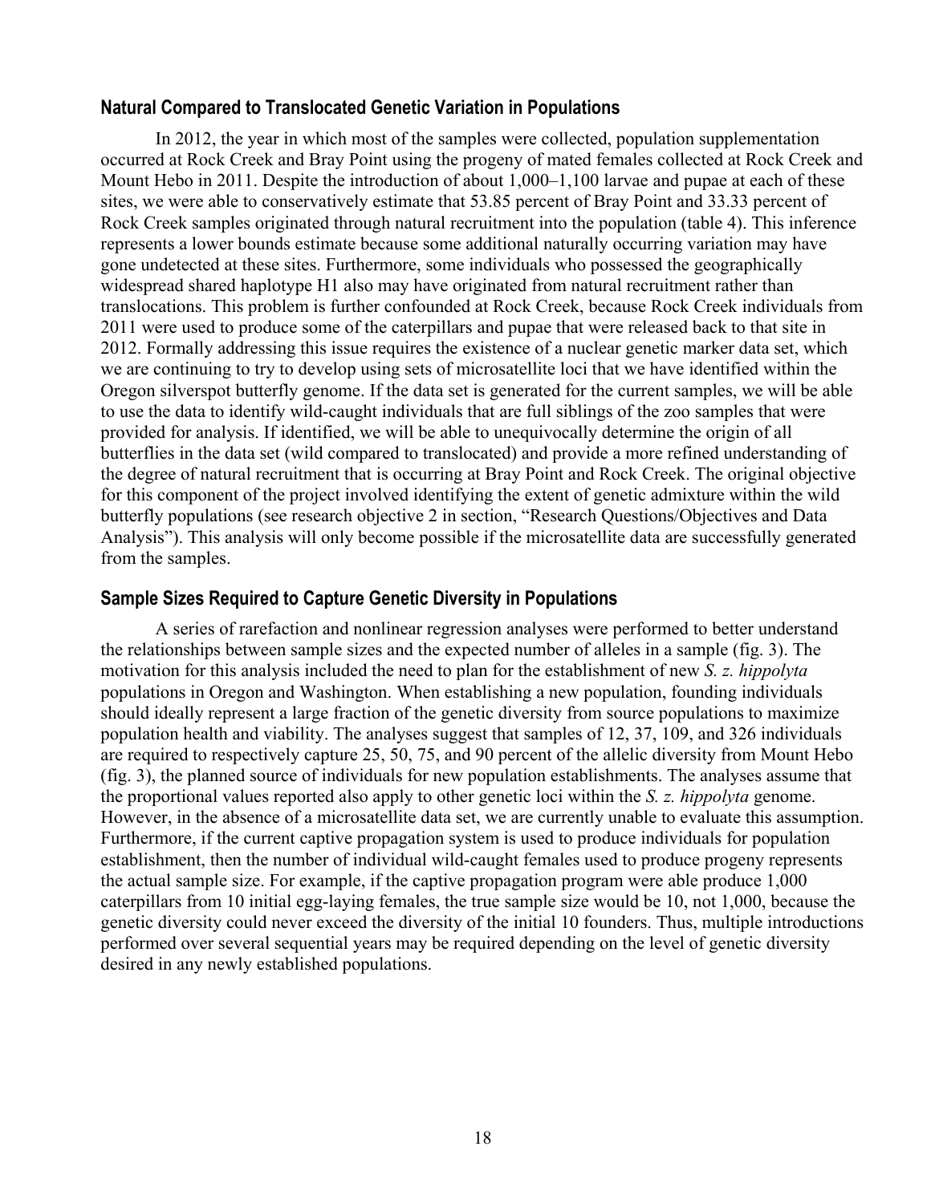## Natural Compared to Translocated Genetic Variation in Populations

In 2012, the year in which most of the samples were collected, population supplementation occurred at Rock Creek and Bray Point using the progeny of mated females collected at Rock Creek and Mount Hebo in 2011. Despite the introduction of about 1,000–1,100 larvae and pupae at each of these sites, we were able to conservatively estimate that 53.85 percent of Bray Point and 33.33 percent of Rock Creek samples originated through natural recruitment into the population (table 4). This inference represents a lower bounds estimate because some additional naturally occurring variation may have gone undetected at these sites. Furthermore, some individuals who possessed the geographically widespread shared haplotype H1 also may have originated from natural recruitment rather than translocations. This problem is further confounded at Rock Creek, because Rock Creek individuals from 2011 were used to produce some of the caterpillars and pupae that were released back to that site in 2012. Formally addressing this issue requires the existence of a nuclear genetic marker data set, which we are continuing to try to develop using sets of microsatellite loci that we have identified within the Oregon silverspot butterfly genome. If the data set is generated for the current samples, we will be able to use the data to identify wild-caught individuals that are full siblings of the zoo samples that were provided for analysis. If identified, we will be able to unequivocally determine the origin of all butterflies in the data set (wild compared to translocated) and provide a more refined understanding of the degree of natural recruitment that is occurring at Bray Point and Rock Creek. The original objective for this component of the project involved identifying the extent of genetic admixture within the wild butterfly populations (see research objective 2 in section, "Research Questions/Objectives and Data Analysis"). This analysis will only become possible if the microsatellite data are successfully generated from the samples.

## Sample Sizes Required to Capture Genetic Diversity in Populations

A series of rarefaction and nonlinear regression analyses were performed to better understand the relationships between sample sizes and the expected number of alleles in a sample (fig. 3). The motivation for this analysis included the need to plan for the establishment of new *S. z. hippolyta* populations in Oregon and Washington. When establishing a new population, founding individuals should ideally represent a large fraction of the genetic diversity from source populations to maximize population health and viability. The analyses suggest that samples of 12, 37, 109, and 326 individuals are required to respectively capture 25, 50, 75, and 90 percent of the allelic diversity from Mount Hebo (fig. 3), the planned source of individuals for new population establishments. The analyses assume that the proportional values reported also apply to other genetic loci within the *S. z. hippolyta* genome. However, in the absence of a microsatellite data set, we are currently unable to evaluate this assumption. Furthermore, if the current captive propagation system is used to produce individuals for population establishment, then the number of individual wild-caught females used to produce progeny represents the actual sample size. For example, if the captive propagation program were able produce 1,000 caterpillars from 10 initial egg-laying females, the true sample size would be 10, not 1,000, because the genetic diversity could never exceed the diversity of the initial 10 founders. Thus, multiple introductions performed over several sequential years may be required depending on the level of genetic diversity desired in any newly established populations.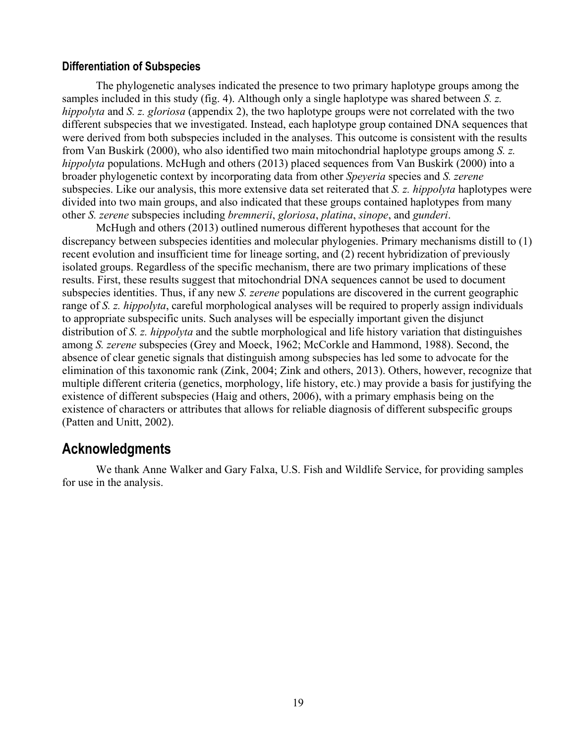### Differentiation of Subspecies

The phylogenetic analyses indicated the presence to two primary haplotype groups among the samples included in this study (fig. 4). Although only a single haplotype was shared between *S. z. hippolyta* and *S. z. gloriosa* (appendix 2), the two haplotype groups were not correlated with the two different subspecies that we investigated. Instead, each haplotype group contained DNA sequences that were derived from both subspecies included in the analyses. This outcome is consistent with the results from Van Buskirk (2000), who also identified two main mitochondrial haplotype groups among *S. z. hippolyta* populations. McHugh and others (2013) placed sequences from Van Buskirk (2000) into a broader phylogenetic context by incorporating data from other *Speyeria* species and *S. zerene* subspecies. Like our analysis, this more extensive data set reiterated that *S. z. hippolyta* haplotypes were divided into two main groups, and also indicated that these groups contained haplotypes from many other *S. zerene* subspecies including *bremnerii*, *gloriosa*, *platina*, *sinope*, and *gunderi*.

McHugh and others (2013) outlined numerous different hypotheses that account for the discrepancy between subspecies identities and molecular phylogenies. Primary mechanisms distill to (1) recent evolution and insufficient time for lineage sorting, and (2) recent hybridization of previously isolated groups. Regardless of the specific mechanism, there are two primary implications of these results. First, these results suggest that mitochondrial DNA sequences cannot be used to document subspecies identities. Thus, if any new *S. zerene* populations are discovered in the current geographic range of *S. z. hippolyta*, careful morphological analyses will be required to properly assign individuals to appropriate subspecific units. Such analyses will be especially important given the disjunct distribution of *S. z. hippolyta* and the subtle morphological and life history variation that distinguishes among *S. zerene* subspecies (Grey and Moeck, 1962; McCorkle and Hammond, 1988). Second, the absence of clear genetic signals that distinguish among subspecies has led some to advocate for the elimination of this taxonomic rank (Zink, 2004; Zink and others, 2013). Others, however, recognize that multiple different criteria (genetics, morphology, life history, etc.) may provide a basis for justifying the existence of different subspecies (Haig and others, 2006), with a primary emphasis being on the existence of characters or attributes that allows for reliable diagnosis of different subspecific groups (Patten and Unitt, 2002).

## Acknowledgments

We thank Anne Walker and Gary Falxa, U.S. Fish and Wildlife Service, for providing samples for use in the analysis.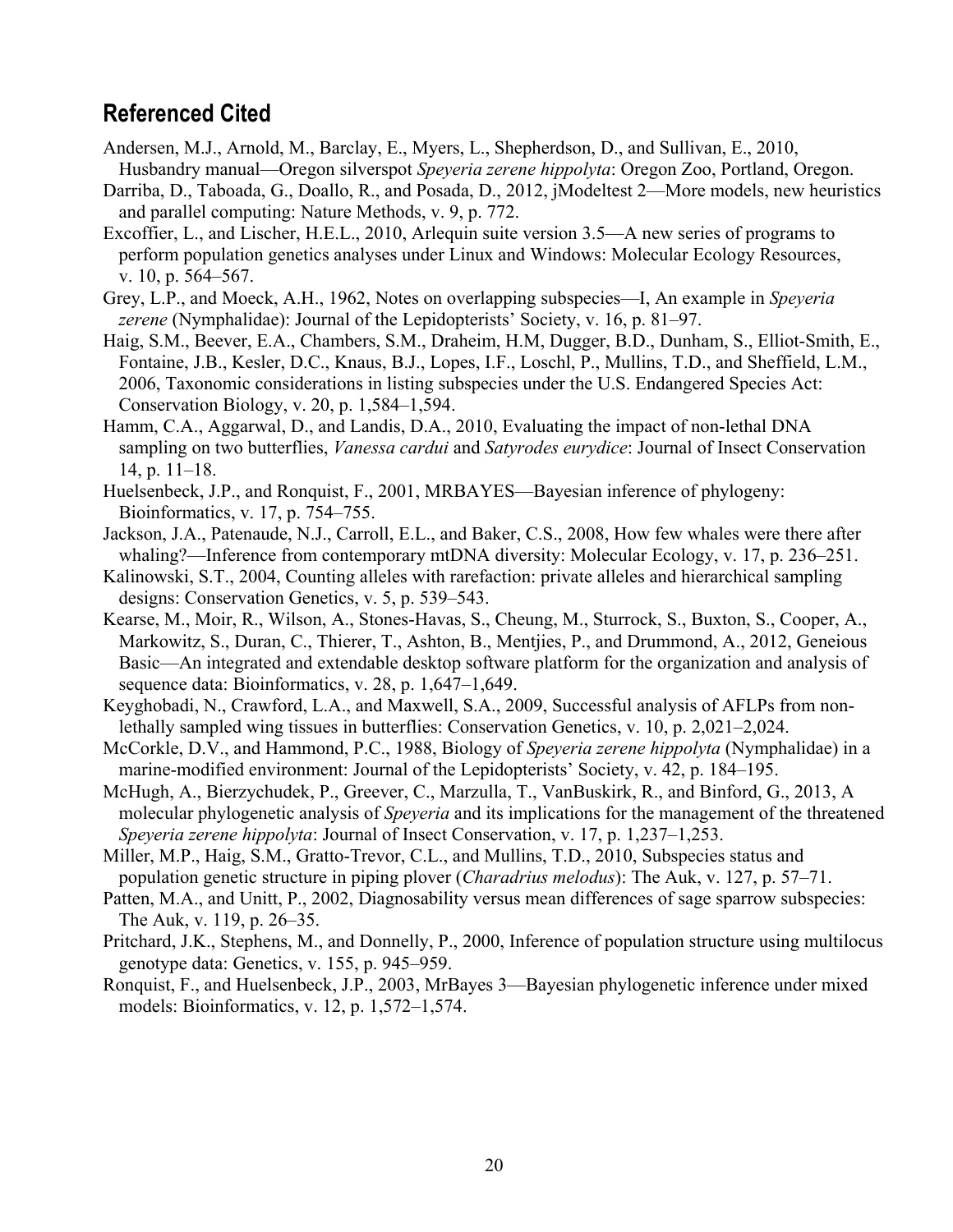## Referenced Cited

Andersen, M.J., Arnold, M., Barclay, E., Myers, L., Shepherdson, D., and Sullivan, E., 2010, Husbandry manual—Oregon silverspot *Speyeria zerene hippolyta*: Oregon Zoo, Portland, Oregon.

Darriba, D., Taboada, G., Doallo, R., and Posada, D., 2012, jModeltest 2—More models, new heuristics and parallel computing: Nature Methods, v. 9, p. 772.

Excoffier, L., and Lischer, H.E.L., 2010, Arlequin suite version 3.5—A new series of programs to perform population genetics analyses under Linux and Windows: Molecular Ecology Resources, v. 10, p. 564–567.

Grey, L.P., and Moeck, A.H., 1962, Notes on overlapping subspecies—I, An example in *Speyeria zerene* (Nymphalidae): Journal of the Lepidopterists' Society, v. 16, p. 81–97.

Haig, S.M., Beever, E.A., Chambers, S.M., Draheim, H.M, Dugger, B.D., Dunham, S., Elliot-Smith, E., Fontaine, J.B., Kesler, D.C., Knaus, B.J., Lopes, I.F., Loschl, P., Mullins, T.D., and Sheffield, L.M., 2006, Taxonomic considerations in listing subspecies under the U.S. Endangered Species Act: Conservation Biology, v. 20, p. 1,584–1,594.

Hamm, C.A., Aggarwal, D., and Landis, D.A., 2010, Evaluating the impact of non-lethal DNA sampling on two butterflies, *Vanessa cardui* and *Satyrodes eurydice*: Journal of Insect Conservation 14, p. 11–18.

Huelsenbeck, J.P., and Ronquist, F., 2001, MRBAYES—Bayesian inference of phylogeny: Bioinformatics, v. 17, p. 754–755.

Jackson, J.A., Patenaude, N.J., Carroll, E.L., and Baker, C.S., 2008, How few whales were there after whaling?—Inference from contemporary mtDNA diversity: Molecular Ecology, v. 17, p. 236–251.

Kalinowski, S.T., 2004, Counting alleles with rarefaction: private alleles and hierarchical sampling designs: Conservation Genetics, v. 5, p. 539–543.

Kearse, M., Moir, R., Wilson, A., Stones-Havas, S., Cheung, M., Sturrock, S., Buxton, S., Cooper, A., Markowitz, S., Duran, C., Thierer, T., Ashton, B., Mentjies, P., and Drummond, A., 2012, Geneious Basic—An integrated and extendable desktop software platform for the organization and analysis of sequence data: Bioinformatics, v. 28, p. 1,647–1,649.

Keyghobadi, N., Crawford, L.A., and Maxwell, S.A., 2009, Successful analysis of AFLPs from non-lethally sampled wing tissues in butterflies: Conservation Genetics, v. 10, p. 2,021–2,024.

McCorkle, D.V., and Hammond, P.C., 1988, Biology of *Speyeria zerene hippolyta* (Nymphalidae) in a marine-modified environment: Journal of the Lepidopterists' Society, v. 42, p. 184–195.

McHugh, A., Bierzychudek, P., Greever, C., Marzulla, T., VanBuskirk, R., and Binford, G., 2013, A molecular phylogenetic analysis of *Speyeria* and its implications for the management of the threatened *Speyeria zerene hippolyta*: Journal of Insect Conservation, v. 17, p. 1,237–1,253.

Miller, M.P., Haig, S.M., Gratto-Trevor, C.L., and Mullins, T.D., 2010, Subspecies status and population genetic structure in piping plover (*Charadrius melodus*): The Auk, v. 127, p. 57–71.

Patten, M.A., and Unitt, P., 2002, Diagnosability versus mean differences of sage sparrow subspecies: The Auk, v. 119, p. 26–35.

Pritchard, J.K., Stephens, M., and Donnelly, P., 2000, Inference of population structure using multilocus genotype data: Genetics, v. 155, p. 945–959.

Ronquist, F., and Huelsenbeck, J.P., 2003, MrBayes 3—Bayesian phylogenetic inference under mixed models: Bioinformatics, v. 12, p. 1,572–1,574.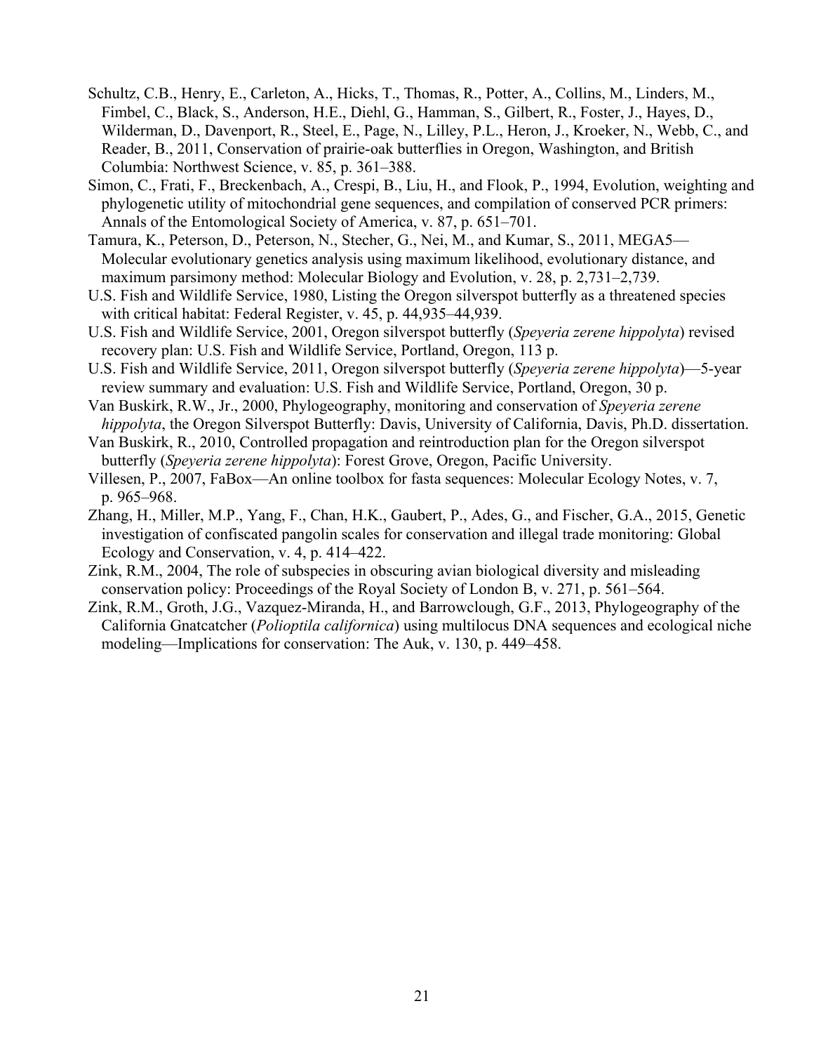Schultz, C.B., Henry, E., Carleton, A., Hicks, T., Thomas, R., Potter, A., Collins, M., Linders, M., Fimbel, C., Black, S., Anderson, H.E., Diehl, G., Hamman, S., Gilbert, R., Foster, J., Hayes, D., Wilderman, D., Davenport, R., Steel, E., Page, N., Lilley, P.L., Heron, J., Kroeker, N., Webb, C., and Reader, B., 2011, Conservation of prairie-oak butterflies in Oregon, Washington, and British Columbia: Northwest Science, v. 85, p. 361–388.

Simon, C., Frati, F., Breckenbach, A., Crespi, B., Liu, H., and Flook, P., 1994, Evolution, weighting and phylogenetic utility of mitochondrial gene sequences, and compilation of conserved PCR primers: Annals of the Entomological Society of America, v. 87, p. 651–701.

Tamura, K., Peterson, D., Peterson, N., Stecher, G., Nei, M., and Kumar, S., 2011, MEGA5—Molecular evolutionary genetics analysis using maximum likelihood, evolutionary distance, and maximum parsimony method: Molecular Biology and Evolution, v. 28, p. 2,731–2,739.

U.S. Fish and Wildlife Service, 1980, Listing the Oregon silverspot butterfly as a threatened species with critical habitat: Federal Register, v. 45, p. 44,935–44,939.

U.S. Fish and Wildlife Service, 2001, Oregon silverspot butterfly (*Speyeria zerene hippolyta*) revised recovery plan: U.S. Fish and Wildlife Service, Portland, Oregon, 113 p.

U.S. Fish and Wildlife Service, 2011, Oregon silverspot butterfly (*Speyeria zerene hippolyta*)—5-year review summary and evaluation: U.S. Fish and Wildlife Service, Portland, Oregon, 30 p.

Van Buskirk, R.W., Jr., 2000, Phylogeography, monitoring and conservation of *Speyeria zerene hippolyta*, the Oregon Silverspot Butterfly: Davis, University of California, Davis, Ph.D. dissertation.

Van Buskirk, R., 2010, Controlled propagation and reintroduction plan for the Oregon silverspot butterfly (*Speyeria zerene hippolyta*): Forest Grove, Oregon, Pacific University.

Villesen, P., 2007, FaBox—An online toolbox for fasta sequences: Molecular Ecology Notes, v. 7, p. 965–968.

Zhang, H., Miller, M.P., Yang, F., Chan, H.K., Gaubert, P., Ades, G., and Fischer, G.A., 2015, Genetic investigation of confiscated pangolin scales for conservation and illegal trade monitoring: Global Ecology and Conservation, v. 4, p. 414–422.

Zink, R.M., 2004, The role of subspecies in obscuring avian biological diversity and misleading conservation policy: Proceedings of the Royal Society of London B, v. 271, p. 561–564.

Zink, R.M., Groth, J.G., Vazquez-Miranda, H., and Barrowclough, G.F., 2013, Phylogeography of the California Gnatcatcher (*Polioptila californica*) using multilocus DNA sequences and ecological niche modeling—Implications for conservation: The Auk, v. 130, p. 449–458.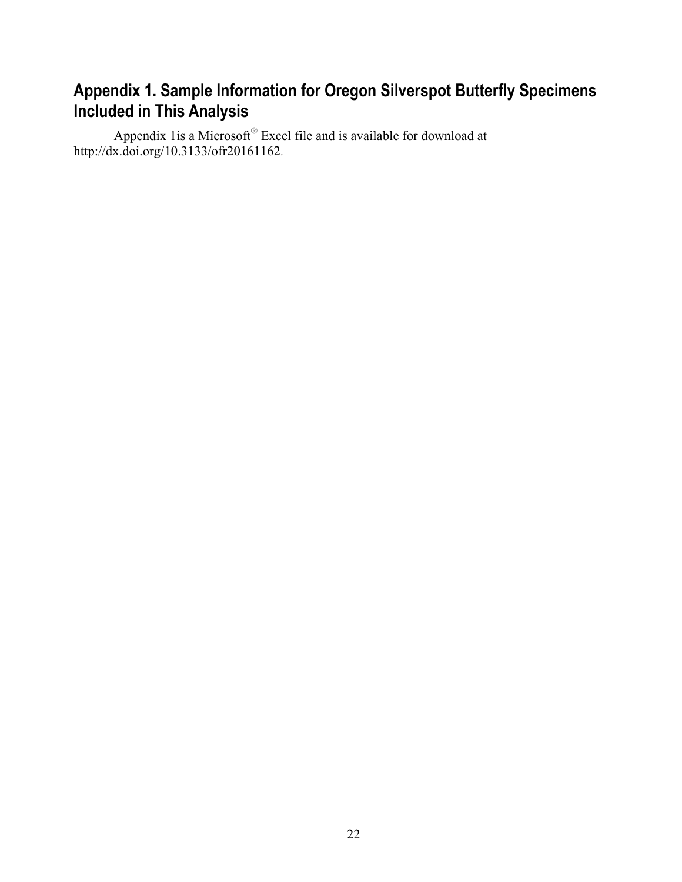## Appendix 1. Sample Information for Oregon Silverspot Butterfly Specimens Included in This Analysis

Appendix 1is a Microsoft® Excel file and is available for download at http://dx.doi.org/10.3133/ofr20161162.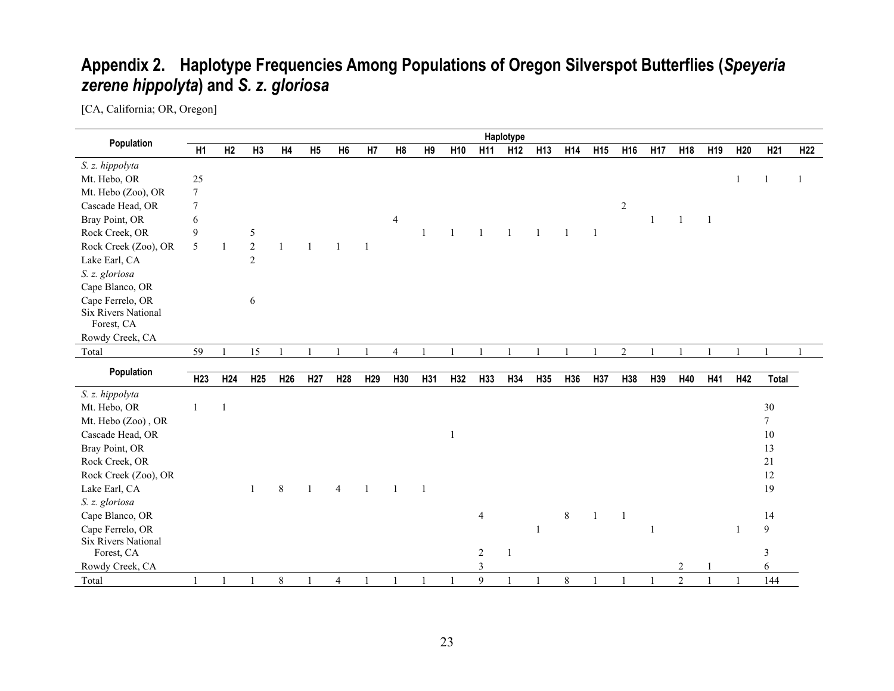## Appendix 2. Haplotype Frequencies Among Populations of Oregon Silverspot Butterflies (*Speyeria zerene hippolyta*) and *S. z. gloriosa*

[CA, California; OR, Oregon]

| Population | Haplotype | | | | | | | | | | | | | | | | | | | | | |
|---|---|---|---|---|---|---|---|---|---|---|---|---|---|---|---|---|---|---|---|---|---|---|
| | H1 | H2 | H3 | H4 | H5 | H6 | H7 | H8 | H9 | H10 | H11 | H12 | H13 | H14 | H15 | H16 | H17 | H18 | H19 | H20 | H21 | H22 |
| *S. z. hippolyta* | | | | | | | | | | | | | | | | | | | | | | |
| Mt. Hebo, OR | 25 | | | | | | | | | | | | | | | | | | | 1 | 1 | 1 |
| Mt. Hebo (Zoo), OR | 7 | | | | | | | | | | | | | | | | | | | | | |
| Cascade Head, OR | 7 | | | | | | | | | | | | | | | 2 | | | | | | |
| Bray Point, OR | 6 | | | | | | | 4 | | | | | | | | | 1 | 1 | 1 | | | |
| Rock Creek, OR | 9 | | 5 | | | | | | 1 | 1 | 1 | 1 | 1 | 1 | 1 | | | | | | | |
| Rock Creek (Zoo), OR | 5 | 1 | 2 | 1 | 1 | 1 | 1 | | | | | | | | | | | | | | | |
| Lake Earl, CA | | | 2 | | | | | | | | | | | | | | | | | | | |
| *S. z. gloriosa* | | | | | | | | | | | | | | | | | | | | | | |
| Cape Blanco, OR | | | | | | | | | | | | | | | | | | | | | | |
| Cape Ferrelo, OR | | | 6 | | | | | | | | | | | | | | | | | | | |
| Six Rivers National Forest, CA | | | | | | | | | | | | | | | | | | | | | | |
| Rowdy Creek, CA | | | | | | | | | | | | | | | | | | | | | | |
| Total | 59 | 1 | 15 | 1 | 1 | 1 | 1 | 4 | 1 | 1 | 1 | 1 | 1 | 1 | 1 | 2 | 1 | 1 | 1 | 1 | 1 | 1 |

| Population | H23 | H24 | H25 | H26 | H27 | H28 | H29 | H30 | H31 | H32 | H33 | H34 | H35 | H36 | H37 | H38 | H39 | H40 | H41 | H42 | Total |
|---|---|---|---|---|---|---|---|---|---|---|---|---|---|---|---|---|---|---|---|---|---|
| *S. z. hippolyta* | | | | | | | | | | | | | | | | | | | | | |
| Mt. Hebo, OR | 1 | 1 | | | | | | | | | | | | | | | | | | | 30 |
| Mt. Hebo (Zoo) , OR | | | | | | | | | | | | | | | | | | | | | 7 |
| Cascade Head, OR | | | | | | | | | | 1 | | | | | | | | | | | 10 |
| Bray Point, OR | | | | | | | | | | | | | | | | | | | | | 13 |
| Rock Creek, OR | | | | | | | | | | | | | | | | | | | | | 21 |
| Rock Creek (Zoo), OR | | | | | | | | | | | | | | | | | | | | | 12 |
| Lake Earl, CA | | | 1 | 8 | 1 | 4 | 1 | 1 | 1 | | | | | | | | | | | | 19 |
| *S. z. gloriosa* | | | | | | | | | | | | | | | | | | | | | |
| Cape Blanco, OR | | | | | | | | | | | 4 | | | 8 | 1 | 1 | | | | | 14 |
| Cape Ferrelo, OR | | | | | | | | | | | | | 1 | | | | 1 | | | 1 | 9 |
| Six Rivers National Forest, CA | | | | | | | | | | | 2 | 1 | | | | | | | | | 3 |
| Rowdy Creek, CA | | | | | | | | | | | 3 | | | | | | | 2 | 1 | | 6 |
| Total | 1 | 1 | 1 | 8 | 1 | 4 | 1 | 1 | 1 | 1 | 9 | 1 | 1 | 8 | 1 | 1 | 1 | 2 | 1 | 1 | 144 |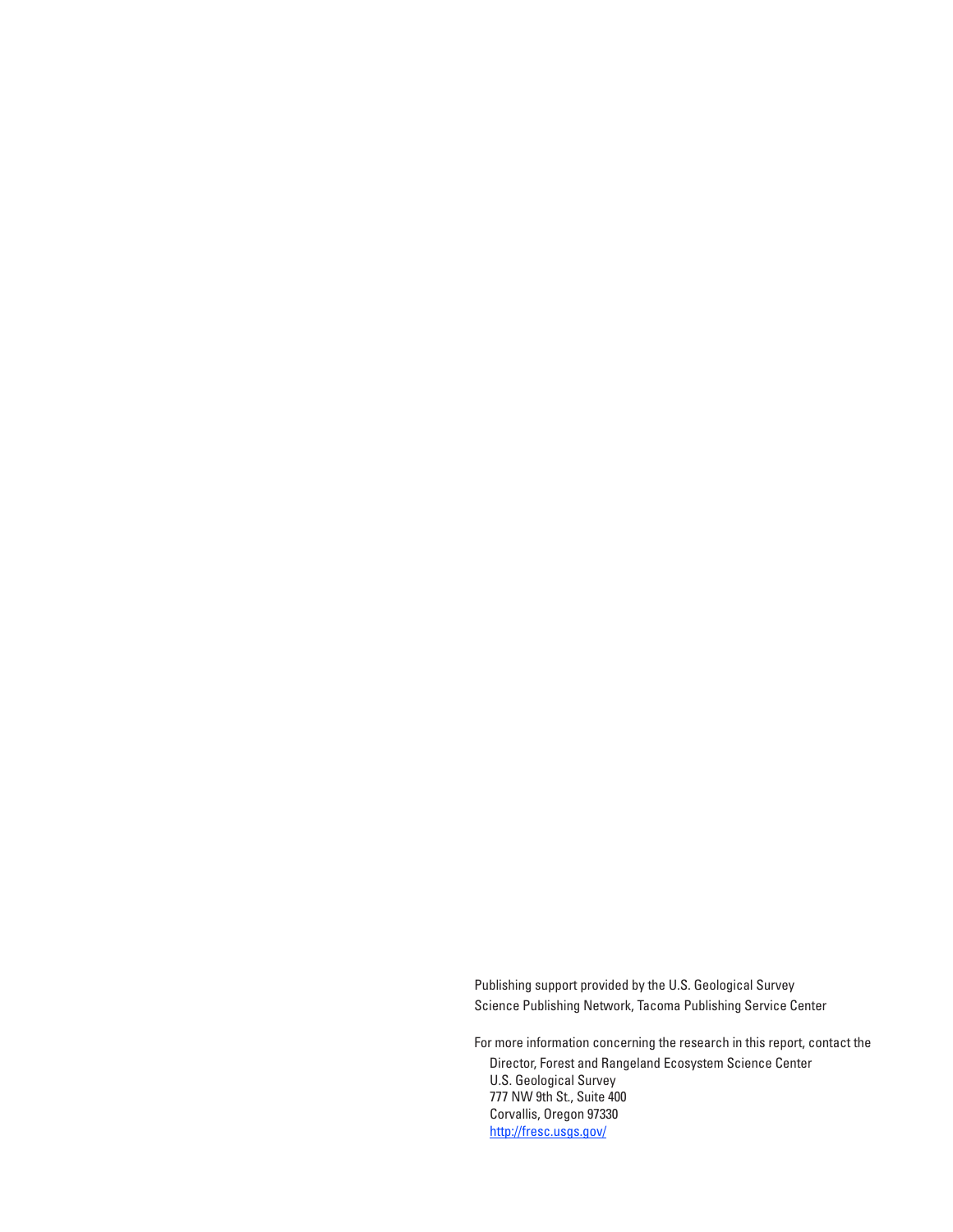Publishing support provided by the U.S. Geological Survey
Science Publishing Network, Tacoma Publishing Service Center

For more information concerning the research in this report, contact the

Director, Forest and Rangeland Ecosystem Science Center
U.S. Geological Survey
777 NW 9th St., Suite 400
Corvallis, Oregon 97330
http://fresc.usgs.gov/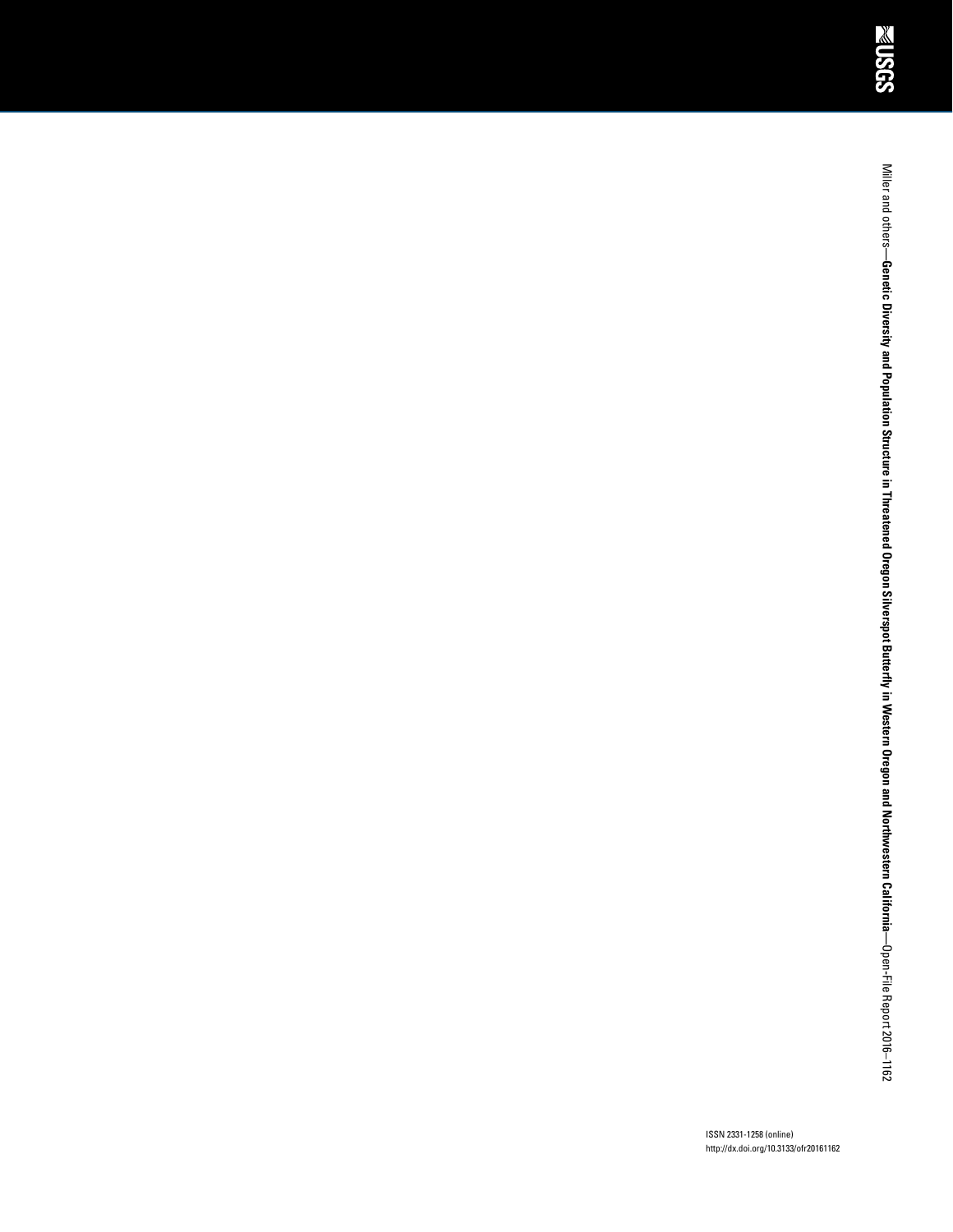Miller and others—**Genetic Diversity and Population Structure in Threatened Oregon Silverspot Butterfly in Western Oregon and Northwestern California**—Open-File Report 2016–1162

ISSN 2331-1258 (online)
http://dx.doi.org/10.3133/ofr20161162